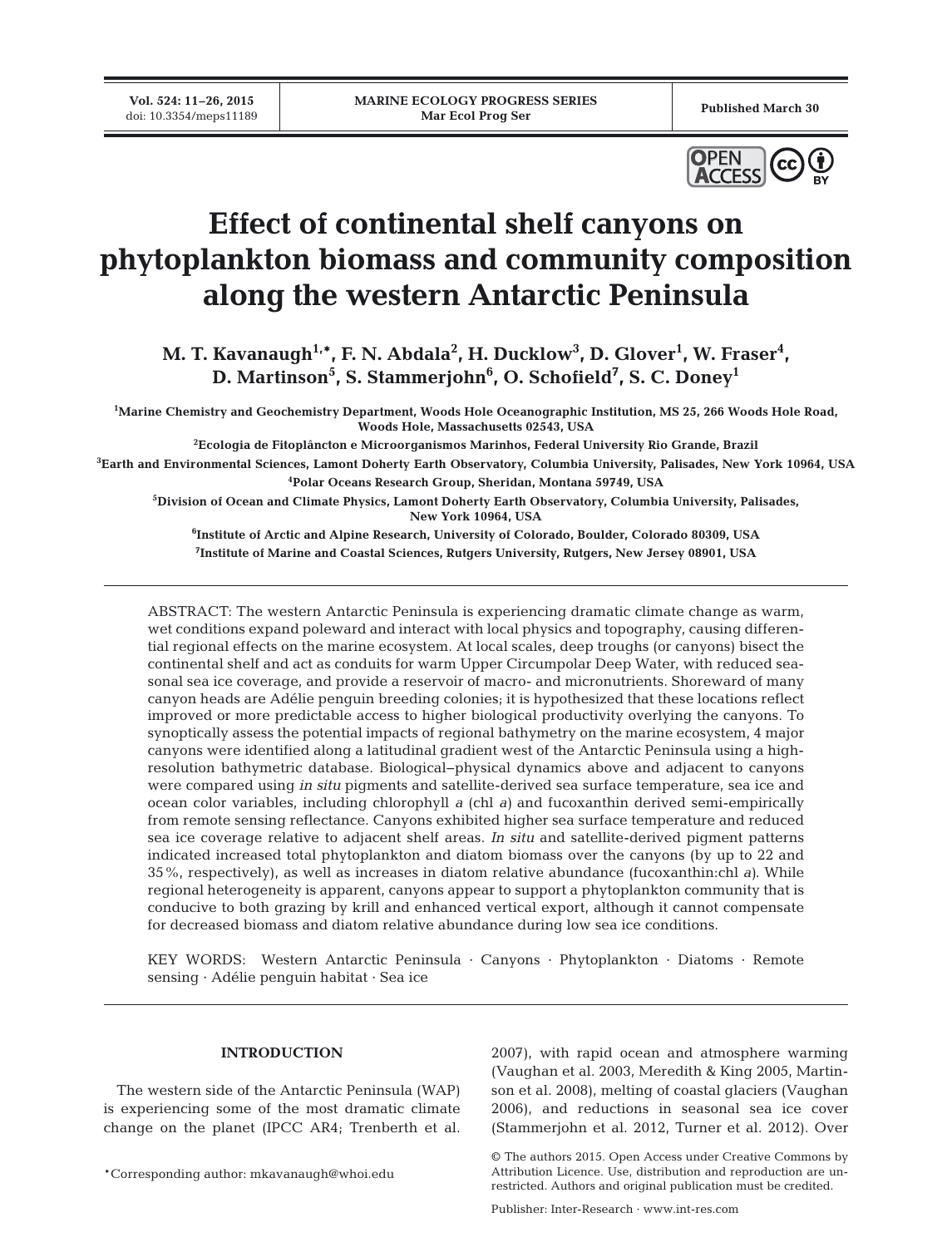# Effect of continental shelf canyons on phytoplankton biomass and community composition along the western Antarctic Peninsula

**M. T. Kavanaugh[1,*], F. N. Abdala[2], H. Ducklow[3], D. Glover[1], W. Fraser[4], D. Martinson[5], S. Stammerjohn[6], O. Schofield[7], S. C. Doney[1]**

[1]Marine Chemistry and Geochemistry Department, Woods Hole Oceanographic Institution, MS 25, 266 Woods Hole Road, Woods Hole, Massachusetts 02543, USA

[2]Ecologia de Fitoplâncton e Microorganismos Marinhos, Federal University Rio Grande, Brazil

[3]Earth and Environmental Sciences, Lamont Doherty Earth Observatory, Columbia University, Palisades, New York 10964, USA

[4]Polar Oceans Research Group, Sheridan, Montana 59749, USA

[5]Division of Ocean and Climate Physics, Lamont Doherty Earth Observatory, Columbia University, Palisades, New York 10964, USA

[6]Institute of Arctic and Alpine Research, University of Colorado, Boulder, Colorado 80309, USA

[7]Institute of Marine and Coastal Sciences, Rutgers University, Rutgers, New Jersey 08901, USA

ABSTRACT: The western Antarctic Peninsula is experiencing dramatic climate change as warm, wet conditions expand poleward and interact with local physics and topography, causing differential regional effects on the marine ecosystem. At local scales, deep troughs (or canyons) bisect the continental shelf and act as conduits for warm Upper Circumpolar Deep Water, with reduced seasonal sea ice coverage, and provide a reservoir of macro- and micronutrients. Shoreward of many canyon heads are Adélie penguin breeding colonies; it is hypothesized that these locations reflect improved or more predictable access to higher biological productivity overlying the canyons. To synoptically assess the potential impacts of regional bathymetry on the marine ecosystem, 4 major canyons were identified along a latitudinal gradient west of the Antarctic Peninsula using a high-resolution bathymetric database. Biological–physical dynamics above and adjacent to canyons were compared using *in situ* pigments and satellite-derived sea surface temperature, sea ice and ocean color variables, including chlorophyll *a* (chl *a*) and fucoxanthin derived semi-empirically from remote sensing reflectance. Canyons exhibited higher sea surface temperature and reduced sea ice coverage relative to adjacent shelf areas. *In situ* and satellite-derived pigment patterns indicated increased total phytoplankton and diatom biomass over the canyons (by up to 22 and 35%, respectively), as well as increases in diatom relative abundance (fucoxanthin:chl *a*). While regional heterogeneity is apparent, canyons appear to support a phytoplankton community that is conducive to both grazing by krill and enhanced vertical export, although it cannot compensate for decreased biomass and diatom relative abundance during low sea ice conditions.

KEY WORDS: Western Antarctic Peninsula · Canyons · Phytoplankton · Diatoms · Remote sensing · Adélie penguin habitat · Sea ice

## INTRODUCTION

The western side of the Antarctic Peninsula (WAP) is experiencing some of the most dramatic climate change on the planet (IPCC AR4; Trenberth et al. 2007), with rapid ocean and atmosphere warming (Vaughan et al. 2003, Meredith & King 2005, Martinson et al. 2008), melting of coastal glaciers (Vaughan 2006), and reductions in seasonal sea ice cover (Stammerjohn et al. 2012, Turner et al. 2012). Over

*Corresponding author: mkavanaugh@whoi.edu

© The authors 2015. Open Access under Creative Commons by Attribution Licence. Use, distribution and reproduction are unrestricted. Authors and original publication must be credited.

Publisher: Inter-Research · www.int-res.com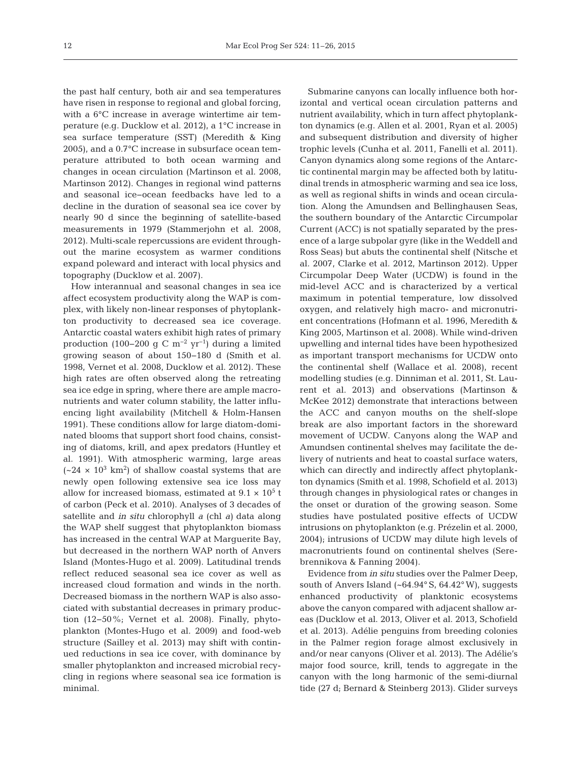the past half century, both air and sea temperatures have risen in response to regional and global forcing, with a 6°C increase in average wintertime air temperature (e.g. Ducklow et al. 2012), a 1°C increase in sea surface temperature (SST) (Meredith & King 2005), and a 0.7°C increase in subsurface ocean temperature attributed to both ocean warming and changes in ocean circulation (Martinson et al. 2008, Martinson 2012). Changes in regional wind patterns and seasonal ice–ocean feedbacks have led to a decline in the duration of seasonal sea ice cover by nearly 90 d since the beginning of satellite-based measurements in 1979 (Stammerjohn et al. 2008, 2012). Multi-scale repercussions are evident throughout the marine ecosystem as warmer conditions expand poleward and interact with local physics and topography (Ducklow et al. 2007).

How interannual and seasonal changes in sea ice affect ecosystem productivity along the WAP is complex, with likely non-linear responses of phytoplankton productivity to decreased sea ice coverage. Antarctic coastal waters exhibit high rates of primary production (100–200 g C $m^{-2}$ $yr^{-1}$) during a limited growing season of about 150–180 d (Smith et al. 1998, Vernet et al. 2008, Ducklow et al. 2012). These high rates are often observed along the retreating sea ice edge in spring, where there are ample macronutrients and water column stability, the latter influencing light availability (Mitchell & Holm-Hansen 1991). These conditions allow for large diatom-dominated blooms that support short food chains, consisting of diatoms, krill, and apex predators (Huntley et al. 1991). With atmospheric warming, large areas (~$24 \times 10^3$ $km^2$) of shallow coastal systems that are newly open following extensive sea ice loss may allow for increased biomass, estimated at $9.1 \times 10^5$ t of carbon (Peck et al. 2010). Analyses of 3 decades of satellite and *in situ* chlorophyll *a* (chl *a*) data along the WAP shelf suggest that phytoplankton biomass has increased in the central WAP at Marguerite Bay, but decreased in the northern WAP north of Anvers Island (Montes-Hugo et al. 2009). Latitudinal trends reflect reduced seasonal sea ice cover as well as increased cloud formation and winds in the north. Decreased biomass in the northern WAP is also associated with substantial decreases in primary production (12–50%; Vernet et al. 2008). Finally, phytoplankton (Montes-Hugo et al. 2009) and food-web structure (Sailley et al. 2013) may shift with continued reductions in sea ice cover, with dominance by smaller phytoplankton and increased microbial recycling in regions where seasonal sea ice formation is minimal.

Submarine canyons can locally influence both horizontal and vertical ocean circulation patterns and nutrient availability, which in turn affect phytoplankton dynamics (e.g. Allen et al. 2001, Ryan et al. 2005) and subsequent distribution and diversity of higher trophic levels (Cunha et al. 2011, Fanelli et al. 2011). Canyon dynamics along some regions of the Antarctic continental margin may be affected both by latitudinal trends in atmospheric warming and sea ice loss, as well as regional shifts in winds and ocean circulation. Along the Amundsen and Bellinghausen Seas, the southern boundary of the Antarctic Circumpolar Current (ACC) is not spatially separated by the presence of a large subpolar gyre (like in the Weddell and Ross Seas) but abuts the continental shelf (Nitsche et al. 2007, Clarke et al. 2012, Martinson 2012). Upper Circumpolar Deep Water (UCDW) is found in the mid-level ACC and is characterized by a vertical maximum in potential temperature, low dissolved oxygen, and relatively high macro- and micronutrient concentrations (Hofmann et al. 1996, Meredith & King 2005, Martinson et al. 2008). While wind-driven upwelling and internal tides have been hypothesized as important transport mechanisms for UCDW onto the continental shelf (Wallace et al. 2008), recent modelling studies (e.g. Dinniman et al. 2011, St. Laurent et al. 2013) and observations (Martinson & McKee 2012) demonstrate that interactions between the ACC and canyon mouths on the shelf-slope break are also important factors in the shoreward movement of UCDW. Canyons along the WAP and Amundsen continental shelves may facilitate the delivery of nutrients and heat to coastal surface waters, which can directly and indirectly affect phytoplankton dynamics (Smith et al. 1998, Schofield et al. 2013) through changes in physiological rates or changes in the onset or duration of the growing season. Some studies have postulated positive effects of UCDW intrusions on phytoplankton (e.g. Prézelin et al. 2000, 2004); intrusions of UCDW may dilute high levels of macronutrients found on continental shelves (Serebrennikova & Fanning 2004).

Evidence from *in situ* studies over the Palmer Deep, south of Anvers Island (~64.94°S, 64.42°W), suggests enhanced productivity of planktonic ecosystems above the canyon compared with adjacent shallow areas (Ducklow et al. 2013, Oliver et al. 2013, Schofield et al. 2013). Adélie penguins from breeding colonies in the Palmer region forage almost exclusively in and/or near canyons (Oliver et al. 2013). The Adélie's major food source, krill, tends to aggregate in the canyon with the long harmonic of the semi-diurnal tide (27 d; Bernard & Steinberg 2013). Glider surveys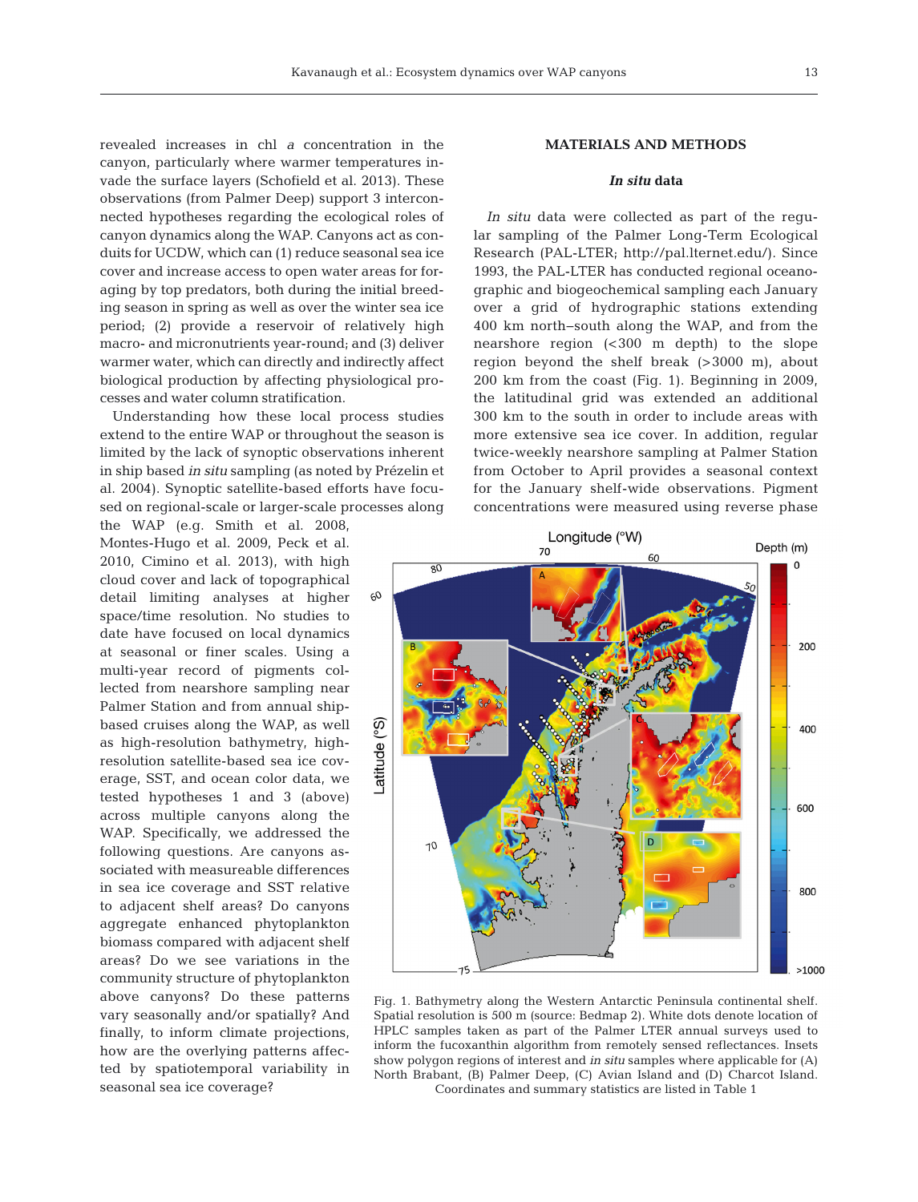revealed increases in chl *a* concentration in the canyon, particularly where warmer temperatures invade the surface layers (Schofield et al. 2013). These observations (from Palmer Deep) support 3 interconnected hypotheses regarding the ecological roles of canyon dynamics along the WAP. Canyons act as conduits for UCDW, which can (1) reduce seasonal sea ice cover and increase access to open water areas for foraging by top predators, both during the initial breeding season in spring as well as over the winter sea ice period; (2) provide a reservoir of relatively high macro- and micronutrients year-round; and (3) deliver warmer water, which can directly and indirectly affect biological production by affecting physiological processes and water column stratification.

Understanding how these local process studies extend to the entire WAP or throughout the season is limited by the lack of synoptic observations inherent in ship based *in situ* sampling (as noted by Prézelin et al. 2004). Synoptic satellite-based efforts have focused on regional-scale or larger-scale processes along the WAP (e.g. Smith et al. 2008, Montes-Hugo et al. 2009, Peck et al. 2010, Cimino et al. 2013), with high cloud cover and lack of topographical detail limiting analyses at higher space/time resolution. No studies to date have focused on local dynamics at seasonal or finer scales. Using a multi-year record of pigments collected from nearshore sampling near Palmer Station and from annual ship-based cruises along the WAP, as well as high-resolution bathymetry, high-resolution satellite-based sea ice coverage, SST, and ocean color data, we tested hypotheses 1 and 3 (above) across multiple canyons along the WAP. Specifically, we addressed the following questions. Are canyons associated with measureable differences in sea ice coverage and SST relative to adjacent shelf areas? Do canyons aggregate enhanced phytoplankton biomass compared with adjacent shelf areas? Do we see variations in the community structure of phytoplankton above canyons? Do these patterns vary seasonally and/or spatially? And finally, to inform climate projections, how are the overlying patterns affected by spatiotemporal variability in seasonal sea ice coverage?

## MATERIALS AND METHODS

### *In situ* data

*In situ* data were collected as part of the regular sampling of the Palmer Long-Term Ecological Research (PAL-LTER; http://pal.lternet.edu/). Since 1993, the PAL-LTER has conducted regional oceanographic and biogeochemical sampling each January over a grid of hydrographic stations extending 400 km north–south along the WAP, and from the nearshore region (<300 m depth) to the slope region beyond the shelf break (>3000 m), about 200 km from the coast (Fig. 1). Beginning in 2009, the latitudinal grid was extended an additional 300 km to the south in order to include areas with more extensive sea ice cover. In addition, regular twice-weekly nearshore sampling at Palmer Station from October to April provides a seasonal context for the January shelf-wide observations. Pigment concentrations were measured using reverse phase

Fig. 1. Bathymetry along the Western Antarctic Peninsula continental shelf. Spatial resolution is 500 m (source: Bedmap 2). White dots denote location of HPLC samples taken as part of the Palmer LTER annual surveys used to inform the fucoxanthin algorithm from remotely sensed reflectances. Insets show polygon regions of interest and *in situ* samples where applicable for (A) North Brabant, (B) Palmer Deep, (C) Avian Island and (D) Charcot Island. Coordinates and summary statistics are listed in Table 1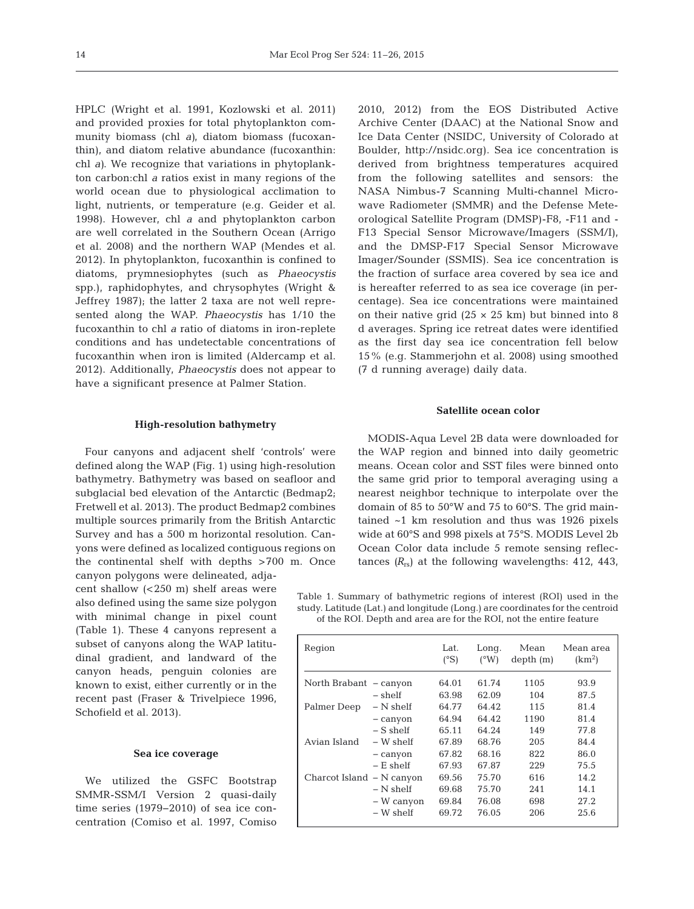HPLC (Wright et al. 1991, Kozlowski et al. 2011) and provided proxies for total phytoplankton community biomass (chl *a*), diatom biomass (fucoxanthin), and diatom relative abundance (fucoxanthin: chl *a*). We recognize that variations in phytoplankton carbon:chl *a* ratios exist in many regions of the world ocean due to physiological acclimation to light, nutrients, or temperature (e.g. Geider et al. 1998). However, chl *a* and phytoplankton carbon are well correlated in the Southern Ocean (Arrigo et al. 2008) and the northern WAP (Mendes et al. 2012). In phytoplankton, fucoxanthin is confined to diatoms, prymnesiophytes (such as *Phaeocystis* spp.), raphidophytes, and chrysophytes (Wright & Jeffrey 1987); the latter 2 taxa are not well represented along the WAP. *Phaeocystis* has 1/10 the fucoxanthin to chl *a* ratio of diatoms in iron-replete conditions and has undetectable concentrations of fucoxanthin when iron is limited (Aldercamp et al. 2012). Additionally, *Phaeocystis* does not appear to have a significant presence at Palmer Station.

### High-resolution bathymetry

Four canyons and adjacent shelf 'controls' were defined along the WAP (Fig. 1) using high-resolution bathymetry. Bathymetry was based on seafloor and subglacial bed elevation of the Antarctic (Bedmap2; Fretwell et al. 2013). The product Bedmap2 combines multiple sources primarily from the British Antarctic Survey and has a 500 m horizontal resolution. Canyons were defined as localized contiguous regions on the continental shelf with depths >700 m. Once canyon polygons were delineated, adjacent shallow (<250 m) shelf areas were also defined using the same size polygon with minimal change in pixel count (Table 1). These 4 canyons represent a subset of canyons along the WAP latitudinal gradient, and landward of the canyon heads, penguin colonies are known to exist, either currently or in the recent past (Fraser & Trivelpiece 1996, Schofield et al. 2013).

### Sea ice coverage

We utilized the GSFC Bootstrap SMMR-SSM/I Version 2 quasi-daily time series (1979–2010) of sea ice concentration (Comiso et al. 1997, Comiso 2010, 2012) from the EOS Distributed Active Archive Center (DAAC) at the National Snow and Ice Data Center (NSIDC, University of Colorado at Boulder, http://nsidc.org). Sea ice concentration is derived from brightness temperatures acquired from the following satellites and sensors: the NASA Nimbus-7 Scanning Multi-channel Microwave Radiometer (SMMR) and the Defense Meteorological Satellite Program (DMSP)-F8, -F11 and -F13 Special Sensor Microwave/Imagers (SSM/I), and the DMSP-F17 Special Sensor Microwave Imager/Sounder (SSMIS). Sea ice concentration is the fraction of surface area covered by sea ice and is hereafter referred to as sea ice coverage (in percentage). Sea ice concentrations were maintained on their native grid (25 × 25 km) but binned into 8 d averages. Spring ice retreat dates were identified as the first day sea ice concentration fell below 15% (e.g. Stammerjohn et al. 2008) using smoothed (7 d running average) daily data.

### Satellite ocean color

MODIS-Aqua Level 2B data were downloaded for the WAP region and binned into daily geometric means. Ocean color and SST files were binned onto the same grid prior to temporal averaging using a nearest neighbor technique to interpolate over the domain of 85 to 50°W and 75 to 60°S. The grid maintained ~1 km resolution and thus was 1926 pixels wide at 60°S and 998 pixels at 75°S. MODIS Level 2b Ocean Color data include 5 remote sensing reflectances ($R_{rs}$) at the following wavelengths: 412, 443,

Table 1. Summary of bathymetric regions of interest (ROI) used in the study. Latitude (Lat.) and longitude (Long.) are coordinates for the centroid of the ROI. Depth and area are for the ROI, not the entire feature

| Region | | Lat. (°S) | Long. (°W) | Mean depth (m) | Mean area (km$^2$) |
|---|---|---|---|---|---|
| North Brabant | – canyon | 64.01 | 61.74 | 1105 | 93.9 |
| | – shelf | 63.98 | 62.09 | 104 | 87.5 |
| Palmer Deep | – N shelf | 64.77 | 64.42 | 115 | 81.4 |
| | – canyon | 64.94 | 64.42 | 1190 | 81.4 |
| | – S shelf | 65.11 | 64.24 | 149 | 77.8 |
| Avian Island | – W shelf | 67.89 | 68.76 | 205 | 84.4 |
| | – canyon | 67.82 | 68.16 | 822 | 86.0 |
| | – E shelf | 67.93 | 67.87 | 229 | 75.5 |
| Charcot Island | – N canyon | 69.56 | 75.70 | 616 | 14.2 |
| | – N shelf | 69.68 | 75.70 | 241 | 14.1 |
| | – W canyon | 69.84 | 76.08 | 698 | 27.2 |
| | – W shelf | 69.72 | 76.05 | 206 | 25.6 |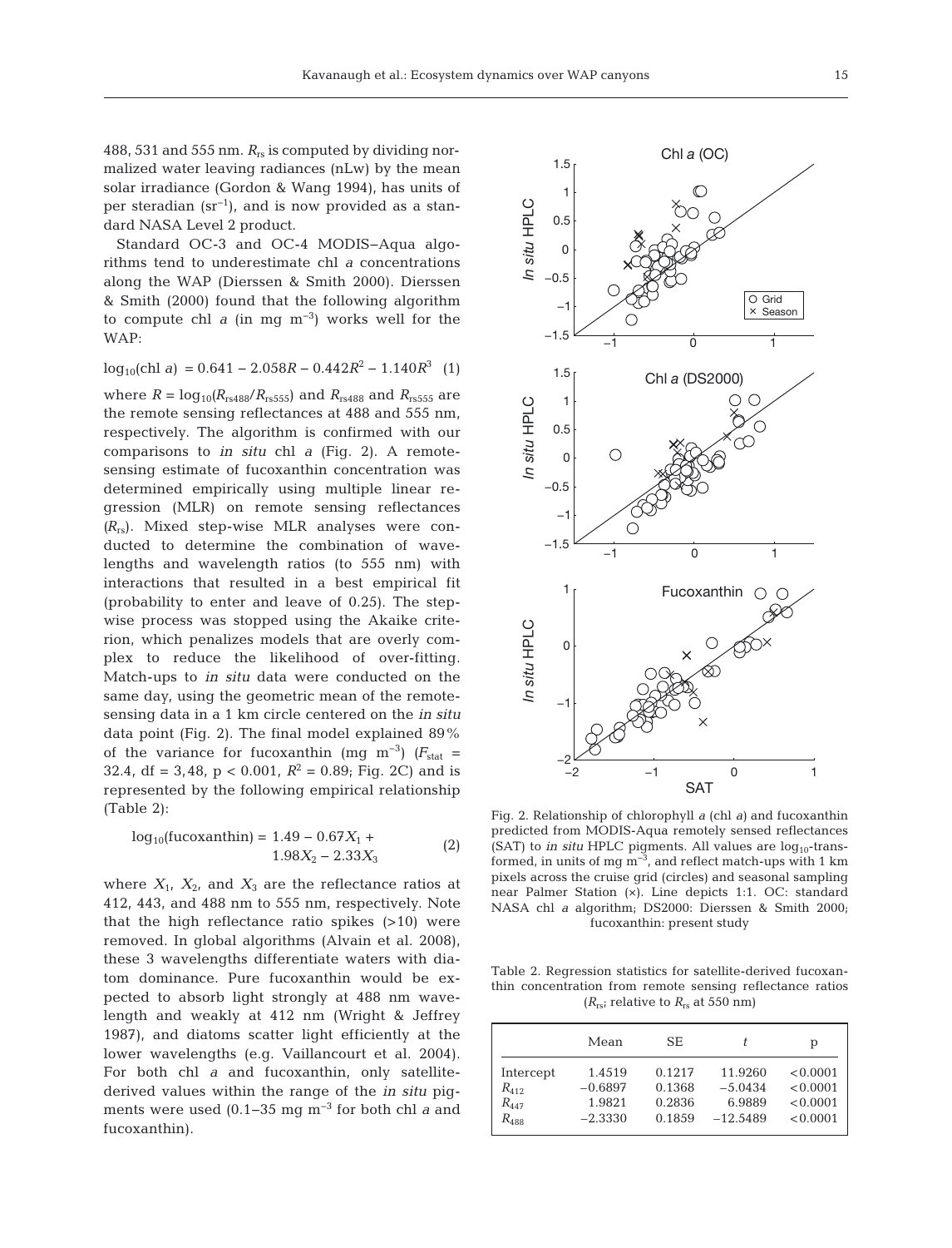488, 531 and 555 nm. $R_{rs}$ is computed by dividing normalized water leaving radiances (nLw) by the mean solar irradiance (Gordon & Wang 1994), has units of per steradian ($sr^{-1}$), and is now provided as a standard NASA Level 2 product.

Standard OC-3 and OC-4 MODIS–Aqua algorithms tend to underestimate chl *a* concentrations along the WAP (Dierssen & Smith 2000). Dierssen & Smith (2000) found that the following algorithm to compute chl *a* (in mg $m^{-3}$) works well for the WAP:

$$\log_{10}(\text{chl } a) = 0.641 - 2.058R - 0.442R^2 - 1.140R^3 \quad (1)$$

where $R = \log_{10}(R_{rs488}/R_{rs555})$ and $R_{rs488}$ and $R_{rs555}$ are the remote sensing reflectances at 488 and 555 nm, respectively. The algorithm is confirmed with our comparisons to *in situ* chl *a* (Fig. 2). A remote-sensing estimate of fucoxanthin concentration was determined empirically using multiple linear regression (MLR) on remote sensing reflectances ($R_{rs}$). Mixed step-wise MLR analyses were conducted to determine the combination of wavelengths and wavelength ratios (to 555 nm) with interactions that resulted in a best empirical fit (probability to enter and leave of 0.25). The step-wise process was stopped using the Akaike criterion, which penalizes models that are overly complex to reduce the likelihood of over-fitting. Match-ups to *in situ* data were conducted on the same day, using the geometric mean of the remote-sensing data in a 1 km circle centered on the *in situ* data point (Fig. 2). The final model explained 89% of the variance for fucoxanthin (mg $m^{-3}$) ($F_{stat}$ = 32.4, df = 3,48, $p < 0.001$, $R^2 = 0.89$; Fig. 2C) and is represented by the following empirical relationship (Table 2):

$$\log_{10}(\text{fucoxanthin}) = 1.49 - 0.67X_1 + 1.98X_2 - 2.33X_3 \quad (2)$$

where $X_1$, $X_2$, and $X_3$ are the reflectance ratios at 412, 443, and 488 nm to 555 nm, respectively. Note that the high reflectance ratio spikes (>10) were removed. In global algorithms (Alvain et al. 2008), these 3 wavelengths differentiate waters with diatom dominance. Pure fucoxanthin would be expected to absorb light strongly at 488 nm wavelength and weakly at 412 nm (Wright & Jeffrey 1987), and diatoms scatter light efficiently at the lower wavelengths (e.g. Vaillancourt et al. 2004). For both chl *a* and fucoxanthin, only satellite-derived values within the range of the *in situ* pigments were used (0.1–35 mg $m^{-3}$ for both chl *a* and fucoxanthin).

Fig. 2. Relationship of chlorophyll *a* (chl *a*) and fucoxanthin predicted from MODIS-Aqua remotely sensed reflectances (SAT) to *in situ* HPLC pigments. All values are $\log_{10}$-transformed, in units of mg $m^{-3}$, and reflect match-ups with 1 km pixels across the cruise grid (circles) and seasonal sampling near Palmer Station (×). Line depicts 1:1. OC: standard NASA chl *a* algorithm; DS2000: Dierssen & Smith 2000; fucoxanthin: present study

Table 2. Regression statistics for satellite-derived fucoxanthin concentration from remote sensing reflectance ratios ($R_{rs}$; relative to $R_{rs}$ at 550 nm)

| | Mean | SE | *t* | p |
|---|---|---|---|---|
| Intercept | 1.4519 | 0.1217 | 11.9260 | <0.0001 |
| $R_{412}$ | −0.6897 | 0.1368 | −5.0434 | <0.0001 |
| $R_{447}$ | 1.9821 | 0.2836 | 6.9889 | <0.0001 |
| $R_{488}$ | −2.3330 | 0.1859 | −12.5489 | <0.0001 |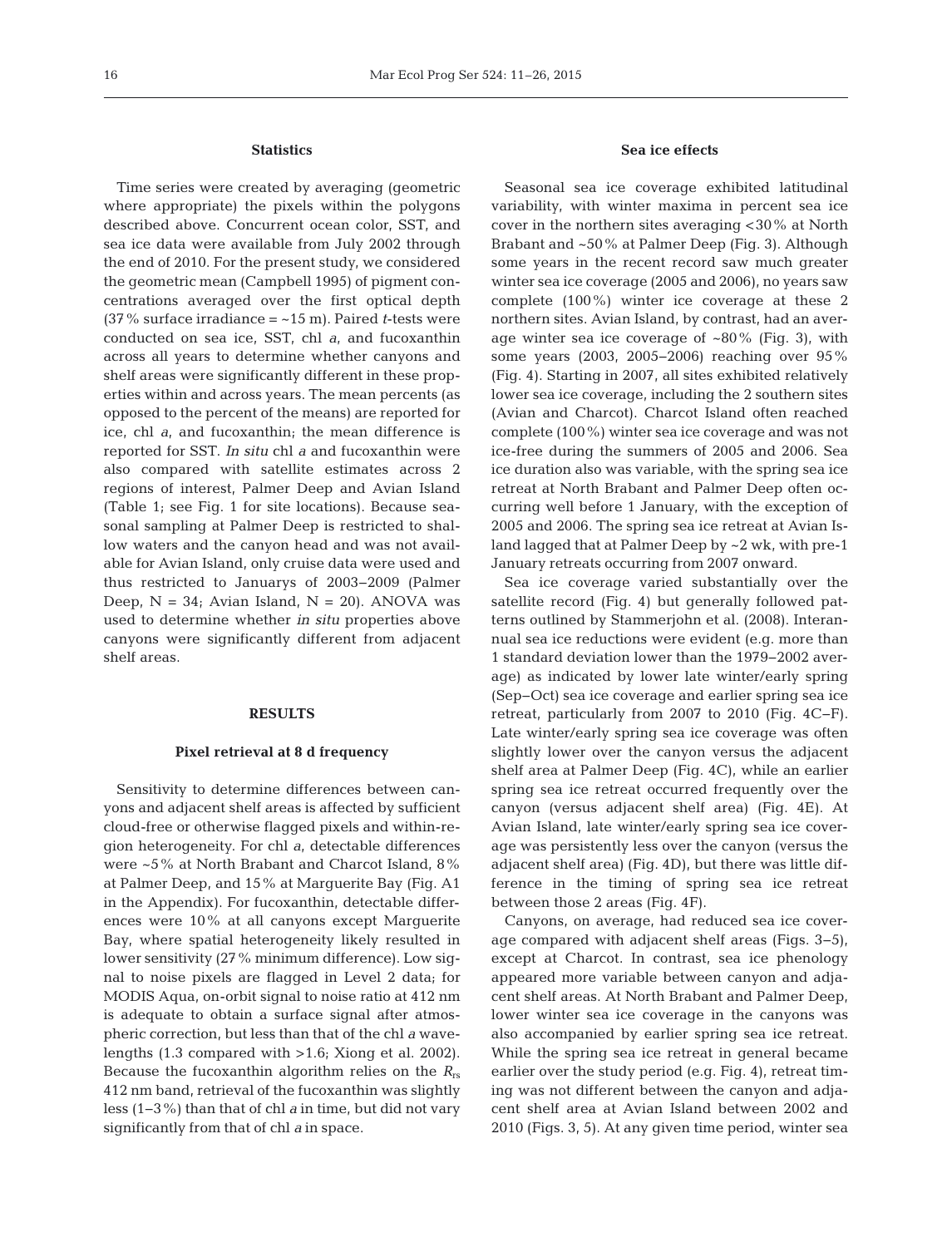### Statistics

Time series were created by averaging (geometric where appropriate) the pixels within the polygons described above. Concurrent ocean color, SST, and sea ice data were available from July 2002 through the end of 2010. For the present study, we considered the geometric mean (Campbell 1995) of pigment concentrations averaged over the first optical depth (37% surface irradiance = ~15 m). Paired *t*-tests were conducted on sea ice, SST, chl *a*, and fucoxanthin across all years to determine whether canyons and shelf areas were significantly different in these properties within and across years. The mean percents (as opposed to the percent of the means) are reported for ice, chl *a*, and fucoxanthin; the mean difference is reported for SST. *In situ* chl *a* and fucoxanthin were also compared with satellite estimates across 2 regions of interest, Palmer Deep and Avian Island (Table 1; see Fig. 1 for site locations). Because seasonal sampling at Palmer Deep is restricted to shallow waters and the canyon head and was not available for Avian Island, only cruise data were used and thus restricted to Januarys of 2003–2009 (Palmer Deep, N = 34; Avian Island, N = 20). ANOVA was used to determine whether *in situ* properties above canyons were significantly different from adjacent shelf areas.

## RESULTS

### Pixel retrieval at 8 d frequency

Sensitivity to determine differences between canyons and adjacent shelf areas is affected by sufficient cloud-free or otherwise flagged pixels and within-region heterogeneity. For chl *a*, detectable differences were ~5% at North Brabant and Charcot Island, 8% at Palmer Deep, and 15% at Marguerite Bay (Fig. A1 in the Appendix). For fucoxanthin, detectable differences were 10% at all canyons except Marguerite Bay, where spatial heterogeneity likely resulted in lower sensitivity (27% minimum difference). Low signal to noise pixels are flagged in Level 2 data; for MODIS Aqua, on-orbit signal to noise ratio at 412 nm is adequate to obtain a surface signal after atmospheric correction, but less than that of the chl *a* wavelengths (1.3 compared with >1.6; Xiong et al. 2002). Because the fucoxanthin algorithm relies on the $R_{rs}$ 412 nm band, retrieval of the fucoxanthin was slightly less (1–3%) than that of chl *a* in time, but did not vary significantly from that of chl *a* in space.

### Sea ice effects

Seasonal sea ice coverage exhibited latitudinal variability, with winter maxima in percent sea ice cover in the northern sites averaging <30% at North Brabant and ~50% at Palmer Deep (Fig. 3). Although some years in the recent record saw much greater winter sea ice coverage (2005 and 2006), no years saw complete (100%) winter ice coverage at these 2 northern sites. Avian Island, by contrast, had an average winter sea ice coverage of ~80% (Fig. 3), with some years (2003, 2005–2006) reaching over 95% (Fig. 4). Starting in 2007, all sites exhibited relatively lower sea ice coverage, including the 2 southern sites (Avian and Charcot). Charcot Island often reached complete (100%) winter sea ice coverage and was not ice-free during the summers of 2005 and 2006. Sea ice duration also was variable, with the spring sea ice retreat at North Brabant and Palmer Deep often occurring well before 1 January, with the exception of 2005 and 2006. The spring sea ice retreat at Avian Island lagged that at Palmer Deep by ~2 wk, with pre-1 January retreats occurring from 2007 onward.

Sea ice coverage varied substantially over the satellite record (Fig. 4) but generally followed patterns outlined by Stammerjohn et al. (2008). Interannual sea ice reductions were evident (e.g. more than 1 standard deviation lower than the 1979–2002 average) as indicated by lower late winter/early spring (Sep–Oct) sea ice coverage and earlier spring sea ice retreat, particularly from 2007 to 2010 (Fig. 4C–F). Late winter/early spring sea ice coverage was often slightly lower over the canyon versus the adjacent shelf area at Palmer Deep (Fig. 4C), while an earlier spring sea ice retreat occurred frequently over the canyon (versus adjacent shelf area) (Fig. 4E). At Avian Island, late winter/early spring sea ice coverage was persistently less over the canyon (versus the adjacent shelf area) (Fig. 4D), but there was little difference in the timing of spring sea ice retreat between those 2 areas (Fig. 4F).

Canyons, on average, had reduced sea ice coverage compared with adjacent shelf areas (Figs. 3–5), except at Charcot. In contrast, sea ice phenology appeared more variable between canyon and adjacent shelf areas. At North Brabant and Palmer Deep, lower winter sea ice coverage in the canyons was also accompanied by earlier spring sea ice retreat. While the spring sea ice retreat in general became earlier over the study period (e.g. Fig. 4), retreat timing was not different between the canyon and adjacent shelf area at Avian Island between 2002 and 2010 (Figs. 3, 5). At any given time period, winter sea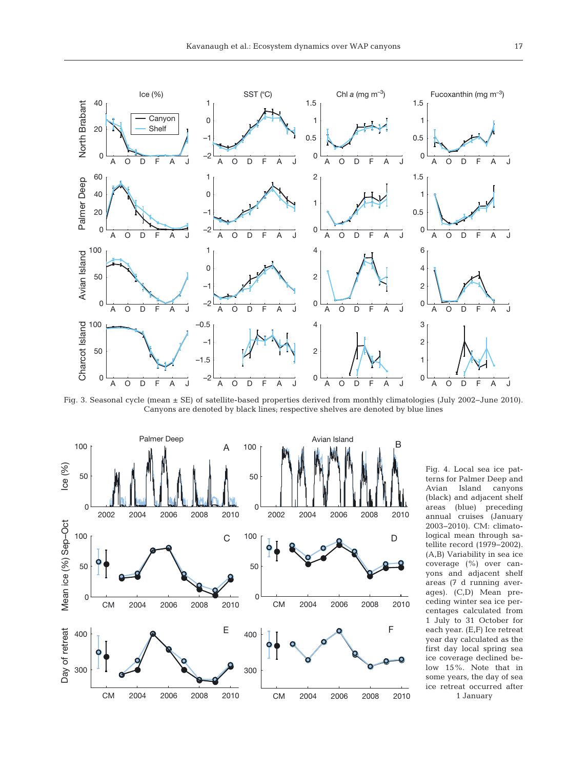Fig. 3. Seasonal cycle (mean ± SE) of satellite-based properties derived from monthly climatologies (July 2002–June 2010). Canyons are denoted by black lines; respective shelves are denoted by blue lines

Fig. 4. Local sea ice patterns for Palmer Deep and Avian Island canyons (black) and adjacent shelf areas (blue) preceding annual cruises (January 2003–2010). CM: climatological mean through satellite record (1979–2002). (A,B) Variability in sea ice coverage (%) over canyons and adjacent shelf areas (7 d running averages). (C,D) Mean preceding winter sea ice percentages calculated from 1 July to 31 October for each year. (E,F) Ice retreat year day calculated as the first day local spring sea ice coverage declined below 15%. Note that in some years, the day of sea ice retreat occurred after 1 January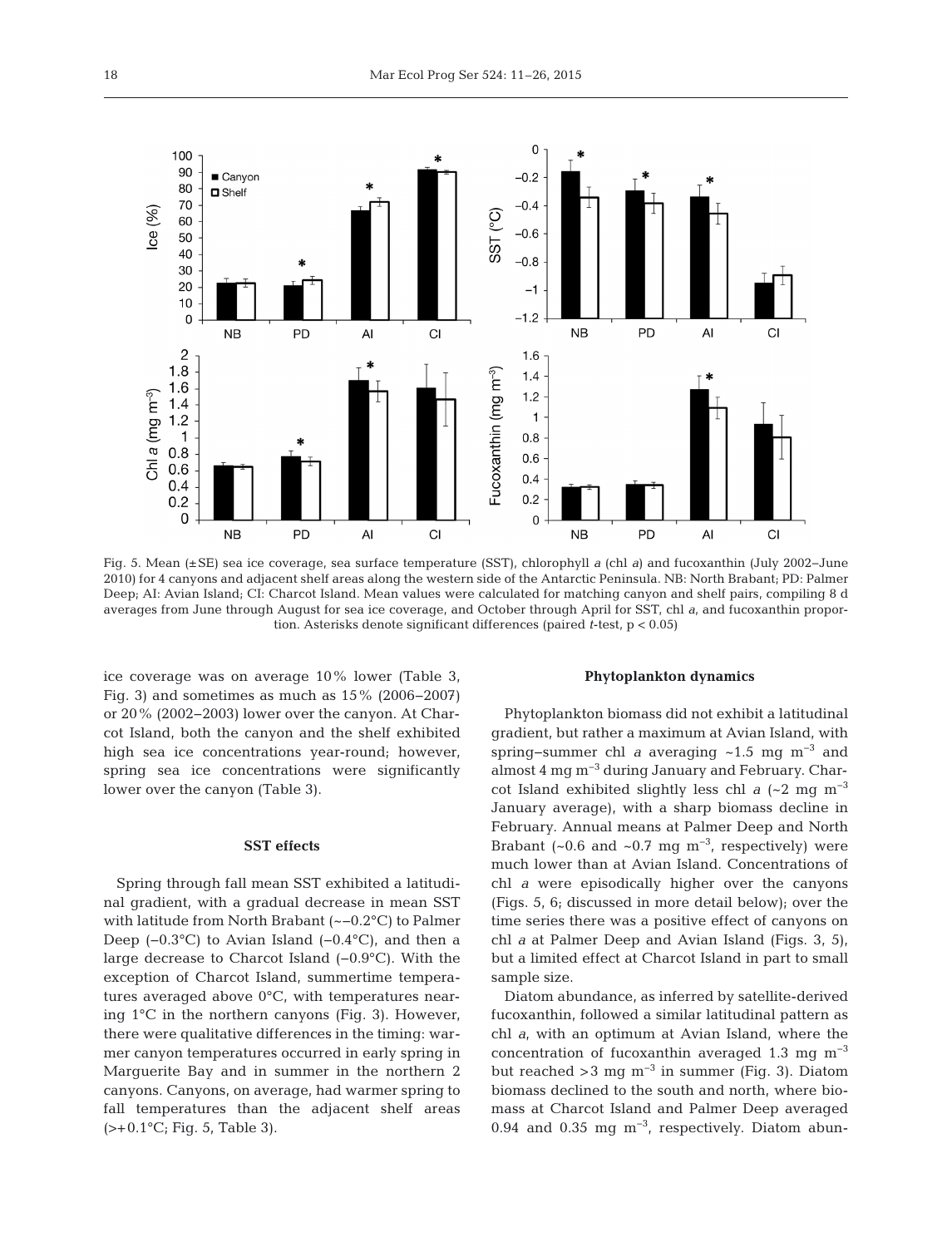Fig. 5. Mean (±SE) sea ice coverage, sea surface temperature (SST), chlorophyll *a* (chl *a*) and fucoxanthin (July 2002–June 2010) for 4 canyons and adjacent shelf areas along the western side of the Antarctic Peninsula. NB: North Brabant; PD: Palmer Deep; AI: Avian Island; CI: Charcot Island. Mean values were calculated for matching canyon and shelf pairs, compiling 8 d averages from June through August for sea ice coverage, and October through April for SST, chl *a*, and fucoxanthin proportion. Asterisks denote significant differences (paired *t*-test, $p < 0.05$)

ice coverage was on average 10% lower (Table 3, Fig. 3) and sometimes as much as 15% (2006–2007) or 20% (2002–2003) lower over the canyon. At Charcot Island, both the canyon and the shelf exhibited high sea ice concentrations year-round; however, spring sea ice concentrations were significantly lower over the canyon (Table 3).

### SST effects

Spring through fall mean SST exhibited a latitudinal gradient, with a gradual decrease in mean SST with latitude from North Brabant (~−0.2°C) to Palmer Deep (−0.3°C) to Avian Island (−0.4°C), and then a large decrease to Charcot Island (−0.9°C). With the exception of Charcot Island, summertime temperatures averaged above 0°C, with temperatures nearing 1°C in the northern canyons (Fig. 3). However, there were qualitative differences in the timing: warmer canyon temperatures occurred in early spring in Marguerite Bay and in summer in the northern 2 canyons. Canyons, on average, had warmer spring to fall temperatures than the adjacent shelf areas (>+0.1°C; Fig. 5, Table 3).

### Phytoplankton dynamics

Phytoplankton biomass did not exhibit a latitudinal gradient, but rather a maximum at Avian Island, with spring–summer chl *a* averaging ~1.5 mg m$^{-3}$ and almost 4 mg m$^{-3}$ during January and February. Charcot Island exhibited slightly less chl *a* (~2 mg m$^{-3}$ January average), with a sharp biomass decline in February. Annual means at Palmer Deep and North Brabant (~0.6 and ~0.7 mg m$^{-3}$, respectively) were much lower than at Avian Island. Concentrations of chl *a* were episodically higher over the canyons (Figs. 5, 6; discussed in more detail below); over the time series there was a positive effect of canyons on chl *a* at Palmer Deep and Avian Island (Figs. 3, 5), but a limited effect at Charcot Island in part to small sample size.

Diatom abundance, as inferred by satellite-derived fucoxanthin, followed a similar latitudinal pattern as chl *a*, with an optimum at Avian Island, where the concentration of fucoxanthin averaged 1.3 mg m$^{-3}$ but reached >3 mg m$^{-3}$ in summer (Fig. 3). Diatom biomass declined to the south and north, where biomass at Charcot Island and Palmer Deep averaged 0.94 and 0.35 mg m$^{-3}$, respectively. Diatom abun-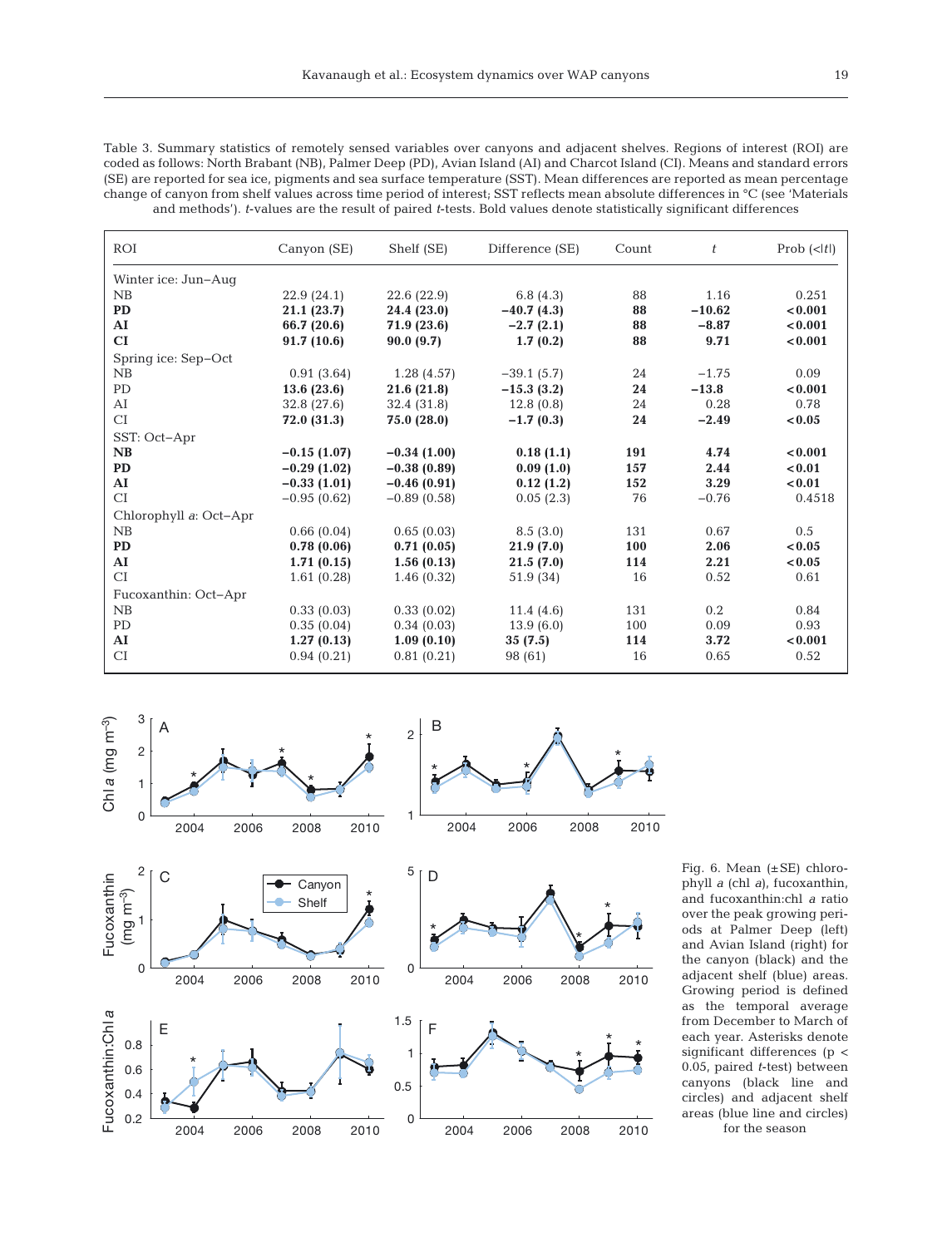Table 3. Summary statistics of remotely sensed variables over canyons and adjacent shelves. Regions of interest (ROI) are coded as follows: North Brabant (NB), Palmer Deep (PD), Avian Island (AI) and Charcot Island (CI). Means and standard errors (SE) are reported for sea ice, pigments and sea surface temperature (SST). Mean differences are reported as mean percentage change of canyon from shelf values across time period of interest; SST reflects mean absolute differences in °C (see 'Materials and methods'). *t*-values are the result of paired *t*-tests. Bold values denote statistically significant differences

| ROI | Canyon (SE) | Shelf (SE) | Difference (SE) | Count | *t* | Prob (<\|*t*\|) |
|---|---|---|---|---|---|---|
| Winter ice: Jun–Aug | | | | | | |
| NB | 22.9 (24.1) | 22.6 (22.9) | 6.8 (4.3) | 88 | 1.16 | 0.251 |
| **PD** | **21.1 (23.7)** | **24.4 (23.0)** | **−40.7 (4.3)** | **88** | **−10.62** | **<0.001** |
| **AI** | **66.7 (20.6)** | **71.9 (23.6)** | **−2.7 (2.1)** | **88** | **−8.87** | **<0.001** |
| **CI** | **91.7 (10.6)** | **90.0 (9.7)** | **1.7 (0.2)** | **88** | **9.71** | **<0.001** |
| Spring ice: Sep–Oct | | | | | | |
| NB | 0.91 (3.64) | 1.28 (4.57) | −39.1 (5.7) | 24 | −1.75 | 0.09 |
| PD | **13.6 (23.6)** | **21.6 (21.8)** | **−15.3 (3.2)** | **24** | **−13.8** | **<0.001** |
| AI | 32.8 (27.6) | 32.4 (31.8) | 12.8 (0.8) | 24 | 0.28 | 0.78 |
| CI | **72.0 (31.3)** | **75.0 (28.0)** | **−1.7 (0.3)** | **24** | **−2.49** | **<0.05** |
| SST: Oct–Apr | | | | | | |
| **NB** | **−0.15 (1.07)** | **−0.34 (1.00)** | **0.18 (1.1)** | **191** | **4.74** | **<0.001** |
| **PD** | **−0.29 (1.02)** | **−0.38 (0.89)** | **0.09 (1.0)** | **157** | **2.44** | **<0.01** |
| **AI** | **−0.33 (1.01)** | **−0.46 (0.91)** | **0.12 (1.2)** | **152** | **3.29** | **<0.01** |
| CI | −0.95 (0.62) | −0.89 (0.58) | 0.05 (2.3) | 76 | −0.76 | 0.4518 |
| Chlorophyll *a*: Oct–Apr | | | | | | |
| NB | 0.66 (0.04) | 0.65 (0.03) | 8.5 (3.0) | 131 | 0.67 | 0.5 |
| **PD** | **0.78 (0.06)** | **0.71 (0.05)** | **21.9 (7.0)** | **100** | **2.06** | **<0.05** |
| **AI** | **1.71 (0.15)** | **1.56 (0.13)** | **21.5 (7.0)** | **114** | **2.21** | **<0.05** |
| CI | 1.61 (0.28) | 1.46 (0.32) | 51.9 (34) | 16 | 0.52 | 0.61 |
| Fucoxanthin: Oct–Apr | | | | | | |
| NB | 0.33 (0.03) | 0.33 (0.02) | 11.4 (4.6) | 131 | 0.2 | 0.84 |
| PD | 0.35 (0.04) | 0.34 (0.03) | 13.9 (6.0) | 100 | 0.09 | 0.93 |
| **AI** | **1.27 (0.13)** | **1.09 (0.10)** | **35 (7.5)** | **114** | **3.72** | **<0.001** |
| CI | 0.94 (0.21) | 0.81 (0.21) | 98 (61) | 16 | 0.65 | 0.52 |

Fig. 6. Mean (±SE) chlorophyll *a* (chl *a*), fucoxanthin, and fucoxanthin:chl *a* ratio over the peak growing periods at Palmer Deep (left) and Avian Island (right) for the canyon (black) and the adjacent shelf (blue) areas. Growing period is defined as the temporal average from December to March of each year. Asterisks denote significant differences ($p < 0.05$, paired *t*-test) between canyons (black line and circles) and adjacent shelf areas (blue line and circles) for the season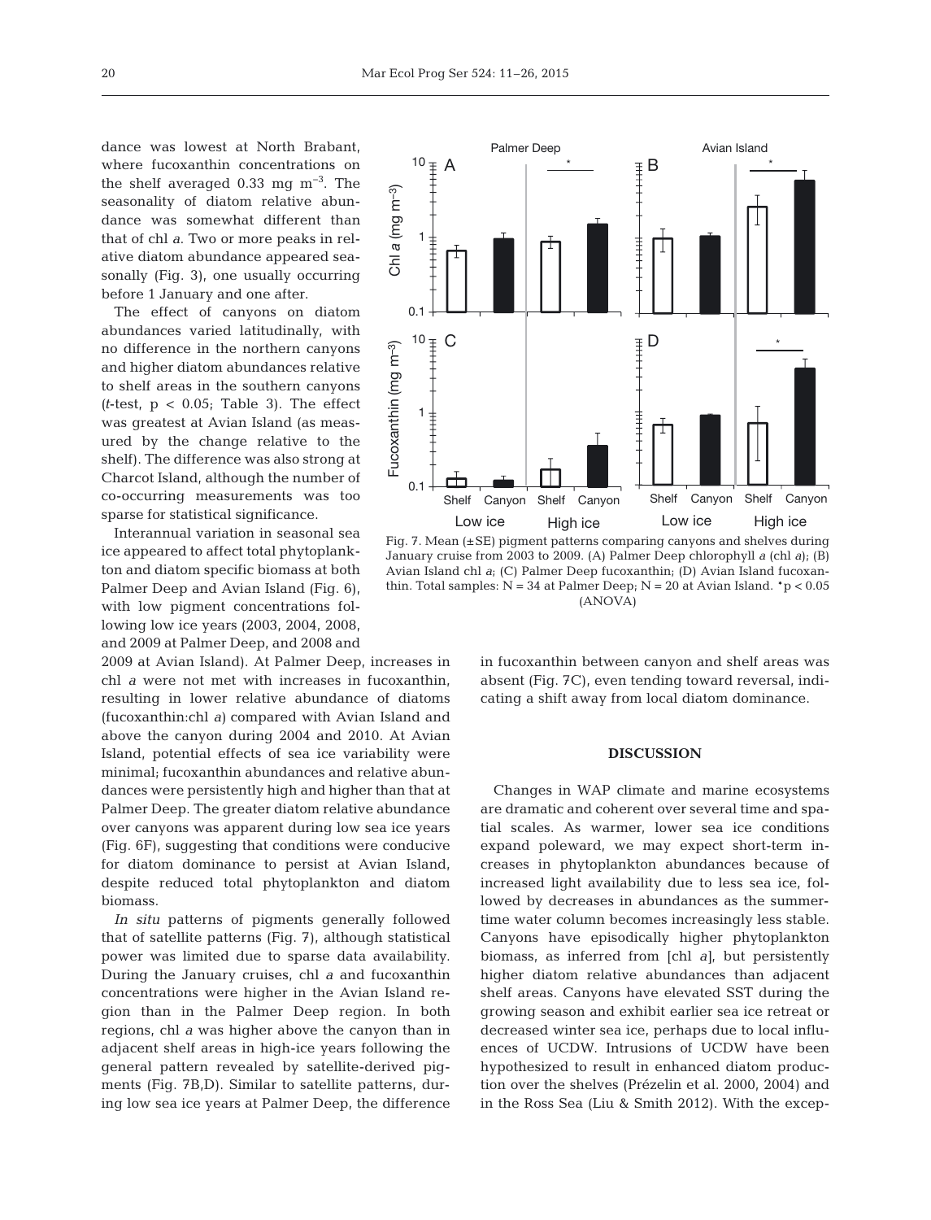dance was lowest at North Brabant, where fucoxanthin concentrations on the shelf averaged 0.33 mg $m^{-3}$. The seasonality of diatom relative abundance was somewhat different than that of chl *a*. Two or more peaks in relative diatom abundance appeared seasonally (Fig. 3), one usually occurring before 1 January and one after.

The effect of canyons on diatom abundances varied latitudinally, with no difference in the northern canyons and higher diatom abundances relative to shelf areas in the southern canyons (*t*-test, $p < 0.05$; Table 3). The effect was greatest at Avian Island (as measured by the change relative to the shelf). The difference was also strong at Charcot Island, although the number of co-occurring measurements was too sparse for statistical significance.

Interannual variation in seasonal sea ice appeared to affect total phytoplankton and diatom specific biomass at both Palmer Deep and Avian Island (Fig. 6), with low pigment concentrations following low ice years (2003, 2004, 2008, and 2009 at Palmer Deep, and 2008 and 2009 at Avian Island). At Palmer Deep, increases in chl *a* were not met with increases in fucoxanthin, resulting in lower relative abundance of diatoms (fucoxanthin:chl *a*) compared with Avian Island and above the canyon during 2004 and 2010. At Avian Island, potential effects of sea ice variability were minimal; fucoxanthin abundances and relative abundances were persistently high and higher than that at Palmer Deep. The greater diatom relative abundance over canyons was apparent during low sea ice years (Fig. 6F), suggesting that conditions were conducive for diatom dominance to persist at Avian Island, despite reduced total phytoplankton and diatom biomass.

*In situ* patterns of pigments generally followed that of satellite patterns (Fig. 7), although statistical power was limited due to sparse data availability. During the January cruises, chl *a* and fucoxanthin concentrations were higher in the Avian Island region than in the Palmer Deep region. In both regions, chl *a* was higher above the canyon than in adjacent shelf areas in high-ice years following the general pattern revealed by satellite-derived pigments (Fig. 7B,D). Similar to satellite patterns, during low sea ice years at Palmer Deep, the difference in fucoxanthin between canyon and shelf areas was absent (Fig. 7C), even tending toward reversal, indicating a shift away from local diatom dominance.

Fig. 7. Mean (±SE) pigment patterns comparing canyons and shelves during January cruise from 2003 to 2009. (A) Palmer Deep chlorophyll *a* (chl *a*); (B) Avian Island chl *a*; (C) Palmer Deep fucoxanthin; (D) Avian Island fucoxanthin. Total samples: N = 34 at Palmer Deep; N = 20 at Avian Island. *$p < 0.05$ (ANOVA)

## DISCUSSION

Changes in WAP climate and marine ecosystems are dramatic and coherent over several time and spatial scales. As warmer, lower sea ice conditions expand poleward, we may expect short-term increases in phytoplankton abundances because of increased light availability due to less sea ice, followed by decreases in abundances as the summertime water column becomes increasingly less stable. Canyons have episodically higher phytoplankton biomass, as inferred from [chl *a*], but persistently higher diatom relative abundances than adjacent shelf areas. Canyons have elevated SST during the growing season and exhibit earlier sea ice retreat or decreased winter sea ice, perhaps due to local influences of UCDW. Intrusions of UCDW have been hypothesized to result in enhanced diatom production over the shelves (Prézelin et al. 2000, 2004) and in the Ross Sea (Liu & Smith 2012). With the excep-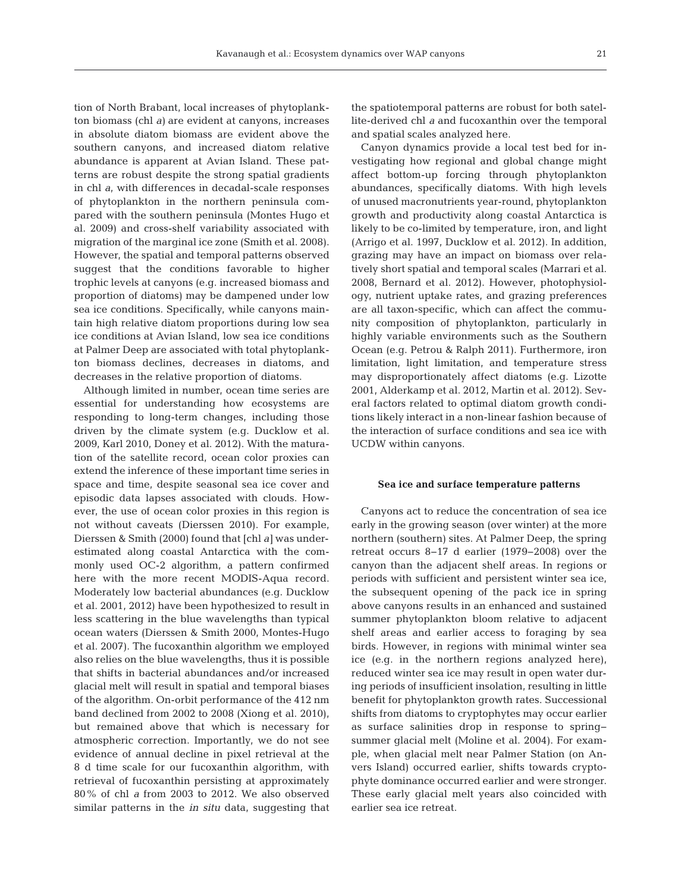tion of North Brabant, local increases of phytoplankton biomass (chl *a*) are evident at canyons, increases in absolute diatom biomass are evident above the southern canyons, and increased diatom relative abundance is apparent at Avian Island. These patterns are robust despite the strong spatial gradients in chl *a*, with differences in decadal-scale responses of phytoplankton in the northern peninsula compared with the southern peninsula (Montes Hugo et al. 2009) and cross-shelf variability associated with migration of the marginal ice zone (Smith et al. 2008). However, the spatial and temporal patterns observed suggest that the conditions favorable to higher trophic levels at canyons (e.g. increased biomass and proportion of diatoms) may be dampened under low sea ice conditions. Specifically, while canyons maintain high relative diatom proportions during low sea ice conditions at Avian Island, low sea ice conditions at Palmer Deep are associated with total phytoplankton biomass declines, decreases in diatoms, and decreases in the relative proportion of diatoms.

Although limited in number, ocean time series are essential for understanding how ecosystems are responding to long-term changes, including those driven by the climate system (e.g. Ducklow et al. 2009, Karl 2010, Doney et al. 2012). With the maturation of the satellite record, ocean color proxies can extend the inference of these important time series in space and time, despite seasonal sea ice cover and episodic data lapses associated with clouds. However, the use of ocean color proxies in this region is not without caveats (Dierssen 2010). For example, Dierssen & Smith (2000) found that [chl *a*] was underestimated along coastal Antarctica with the commonly used OC-2 algorithm, a pattern confirmed here with the more recent MODIS-Aqua record. Moderately low bacterial abundances (e.g. Ducklow et al. 2001, 2012) have been hypothesized to result in less scattering in the blue wavelengths than typical ocean waters (Dierssen & Smith 2000, Montes-Hugo et al. 2007). The fucoxanthin algorithm we employed also relies on the blue wavelengths, thus it is possible that shifts in bacterial abundances and/or increased glacial melt will result in spatial and temporal biases of the algorithm. On-orbit performance of the 412 nm band declined from 2002 to 2008 (Xiong et al. 2010), but remained above that which is necessary for atmospheric correction. Importantly, we do not see evidence of annual decline in pixel retrieval at the 8 d time scale for our fucoxanthin algorithm, with retrieval of fucoxanthin persisting at approximately 80% of chl *a* from 2003 to 2012. We also observed similar patterns in the *in situ* data, suggesting that the spatiotemporal patterns are robust for both satellite-derived chl *a* and fucoxanthin over the temporal and spatial scales analyzed here.

Canyon dynamics provide a local test bed for investigating how regional and global change might affect bottom-up forcing through phytoplankton abundances, specifically diatoms. With high levels of unused macronutrients year-round, phytoplankton growth and productivity along coastal Antarctica is likely to be co-limited by temperature, iron, and light (Arrigo et al. 1997, Ducklow et al. 2012). In addition, grazing may have an impact on biomass over relatively short spatial and temporal scales (Marrari et al. 2008, Bernard et al. 2012). However, photophysiology, nutrient uptake rates, and grazing preferences are all taxon-specific, which can affect the community composition of phytoplankton, particularly in highly variable environments such as the Southern Ocean (e.g. Petrou & Ralph 2011). Furthermore, iron limitation, light limitation, and temperature stress may disproportionately affect diatoms (e.g. Lizotte 2001, Alderkamp et al. 2012, Martin et al. 2012). Several factors related to optimal diatom growth conditions likely interact in a non-linear fashion because of the interaction of surface conditions and sea ice with UCDW within canyons.

### Sea ice and surface temperature patterns

Canyons act to reduce the concentration of sea ice early in the growing season (over winter) at the more northern (southern) sites. At Palmer Deep, the spring retreat occurs 8–17 d earlier (1979–2008) over the canyon than the adjacent shelf areas. In regions or periods with sufficient and persistent winter sea ice, the subsequent opening of the pack ice in spring above canyons results in an enhanced and sustained summer phytoplankton bloom relative to adjacent shelf areas and earlier access to foraging by sea birds. However, in regions with minimal winter sea ice (e.g. in the northern regions analyzed here), reduced winter sea ice may result in open water during periods of insufficient insolation, resulting in little benefit for phytoplankton growth rates. Successional shifts from diatoms to cryptophytes may occur earlier as surface salinities drop in response to spring–summer glacial melt (Moline et al. 2004). For example, when glacial melt near Palmer Station (on Anvers Island) occurred earlier, shifts towards cryptophyte dominance occurred earlier and were stronger. These early glacial melt years also coincided with earlier sea ice retreat.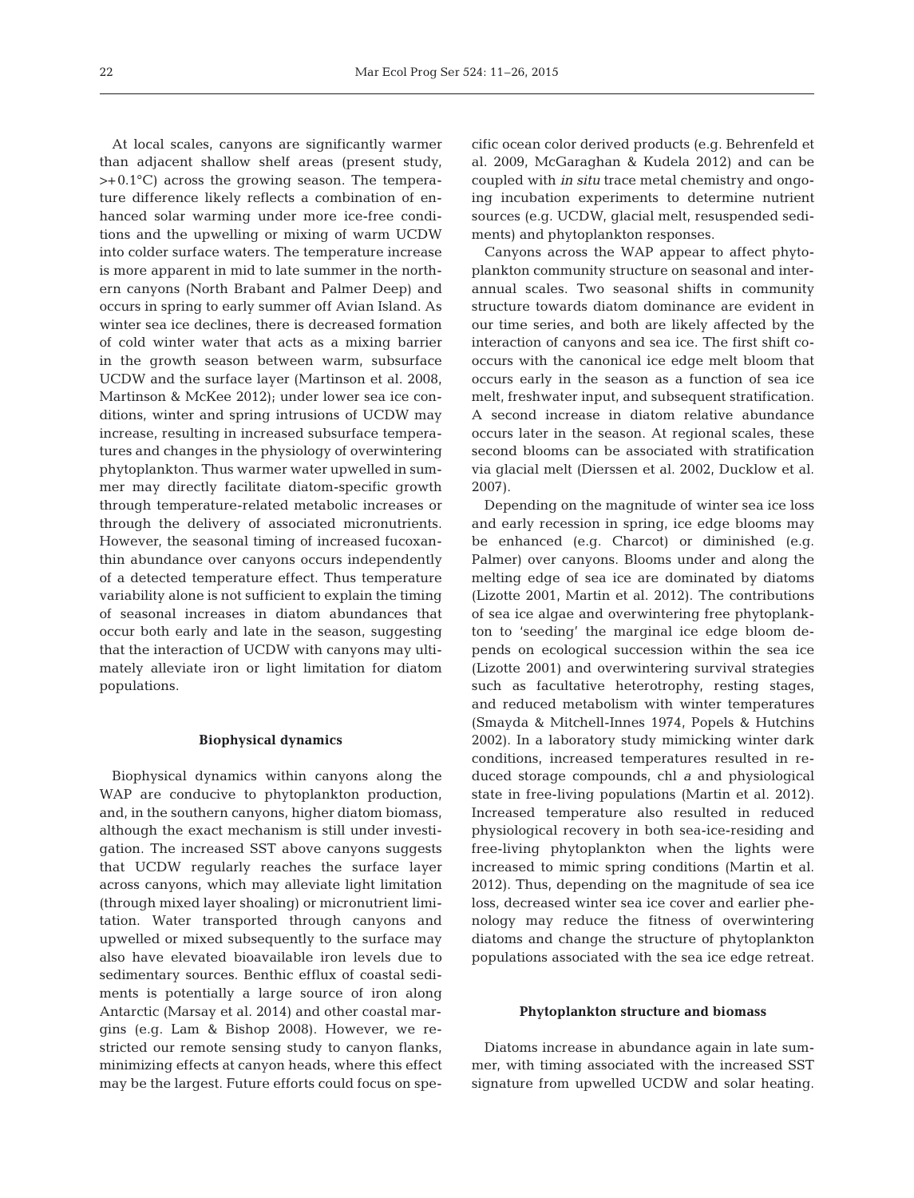At local scales, canyons are significantly warmer than adjacent shallow shelf areas (present study, >+0.1°C) across the growing season. The temperature difference likely reflects a combination of enhanced solar warming under more ice-free conditions and the upwelling or mixing of warm UCDW into colder surface waters. The temperature increase is more apparent in mid to late summer in the northern canyons (North Brabant and Palmer Deep) and occurs in spring to early summer off Avian Island. As winter sea ice declines, there is decreased formation of cold winter water that acts as a mixing barrier in the growth season between warm, subsurface UCDW and the surface layer (Martinson et al. 2008, Martinson & McKee 2012); under lower sea ice conditions, winter and spring intrusions of UCDW may increase, resulting in increased subsurface temperatures and changes in the physiology of overwintering phytoplankton. Thus warmer water upwelled in summer may directly facilitate diatom-specific growth through temperature-related metabolic increases or through the delivery of associated micronutrients. However, the seasonal timing of increased fucoxanthin abundance over canyons occurs independently of a detected temperature effect. Thus temperature variability alone is not sufficient to explain the timing of seasonal increases in diatom abundances that occur both early and late in the season, suggesting that the interaction of UCDW with canyons may ultimately alleviate iron or light limitation for diatom populations.

### Biophysical dynamics

Biophysical dynamics within canyons along the WAP are conducive to phytoplankton production, and, in the southern canyons, higher diatom biomass, although the exact mechanism is still under investigation. The increased SST above canyons suggests that UCDW regularly reaches the surface layer across canyons, which may alleviate light limitation (through mixed layer shoaling) or micronutrient limitation. Water transported through canyons and upwelled or mixed subsequently to the surface may also have elevated bioavailable iron levels due to sedimentary sources. Benthic efflux of coastal sediments is potentially a large source of iron along Antarctic (Marsay et al. 2014) and other coastal margins (e.g. Lam & Bishop 2008). However, we restricted our remote sensing study to canyon flanks, minimizing effects at canyon heads, where this effect may be the largest. Future efforts could focus on specific ocean color derived products (e.g. Behrenfeld et al. 2009, McGaraghan & Kudela 2012) and can be coupled with *in situ* trace metal chemistry and ongoing incubation experiments to determine nutrient sources (e.g. UCDW, glacial melt, resuspended sediments) and phytoplankton responses.

Canyons across the WAP appear to affect phytoplankton community structure on seasonal and interannual scales. Two seasonal shifts in community structure towards diatom dominance are evident in our time series, and both are likely affected by the interaction of canyons and sea ice. The first shift co-occurs with the canonical ice edge melt bloom that occurs early in the season as a function of sea ice melt, freshwater input, and subsequent stratification. A second increase in diatom relative abundance occurs later in the season. At regional scales, these second blooms can be associated with stratification via glacial melt (Dierssen et al. 2002, Ducklow et al. 2007).

Depending on the magnitude of winter sea ice loss and early recession in spring, ice edge blooms may be enhanced (e.g. Charcot) or diminished (e.g. Palmer) over canyons. Blooms under and along the melting edge of sea ice are dominated by diatoms (Lizotte 2001, Martin et al. 2012). The contributions of sea ice algae and overwintering free phytoplankton to 'seeding' the marginal ice edge bloom depends on ecological succession within the sea ice (Lizotte 2001) and overwintering survival strategies such as facultative heterotrophy, resting stages, and reduced metabolism with winter temperatures (Smayda & Mitchell-Innes 1974, Popels & Hutchins 2002). In a laboratory study mimicking winter dark conditions, increased temperatures resulted in reduced storage compounds, chl *a* and physiological state in free-living populations (Martin et al. 2012). Increased temperature also resulted in reduced physiological recovery in both sea-ice-residing and free-living phytoplankton when the lights were increased to mimic spring conditions (Martin et al. 2012). Thus, depending on the magnitude of sea ice loss, decreased winter sea ice cover and earlier phenology may reduce the fitness of overwintering diatoms and change the structure of phytoplankton populations associated with the sea ice edge retreat.

### Phytoplankton structure and biomass

Diatoms increase in abundance again in late summer, with timing associated with the increased SST signature from upwelled UCDW and solar heating.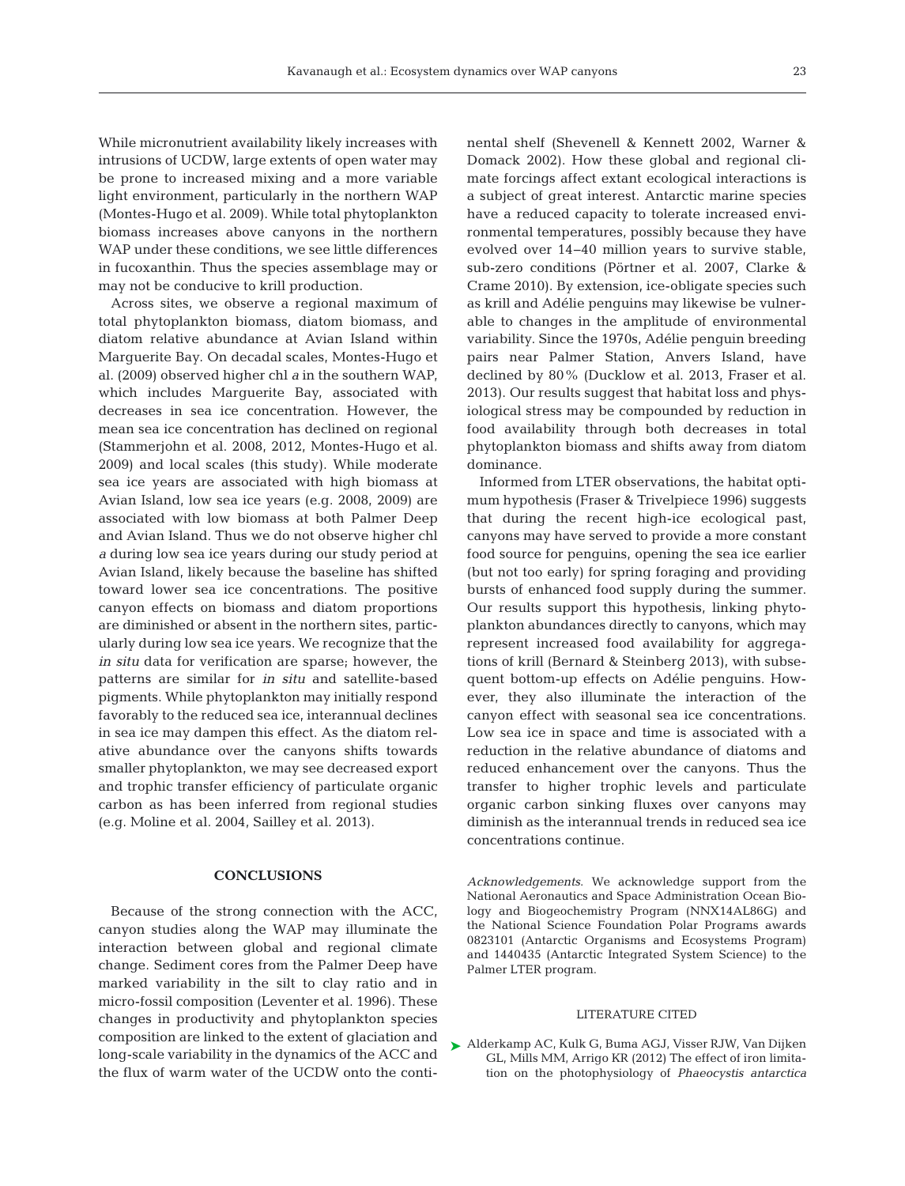While micronutrient availability likely increases with intrusions of UCDW, large extents of open water may be prone to increased mixing and a more variable light environment, particularly in the northern WAP (Montes-Hugo et al. 2009). While total phytoplankton biomass increases above canyons in the northern WAP under these conditions, we see little differences in fucoxanthin. Thus the species assemblage may or may not be conducive to krill production.

Across sites, we observe a regional maximum of total phytoplankton biomass, diatom biomass, and diatom relative abundance at Avian Island within Marguerite Bay. On decadal scales, Montes-Hugo et al. (2009) observed higher chl *a* in the southern WAP, which includes Marguerite Bay, associated with decreases in sea ice concentration. However, the mean sea ice concentration has declined on regional (Stammerjohn et al. 2008, 2012, Montes-Hugo et al. 2009) and local scales (this study). While moderate sea ice years are associated with high biomass at Avian Island, low sea ice years (e.g. 2008, 2009) are associated with low biomass at both Palmer Deep and Avian Island. Thus we do not observe higher chl *a* during low sea ice years during our study period at Avian Island, likely because the baseline has shifted toward lower sea ice concentrations. The positive canyon effects on biomass and diatom proportions are diminished or absent in the northern sites, particularly during low sea ice years. We recognize that the *in situ* data for verification are sparse; however, the patterns are similar for *in situ* and satellite-based pigments. While phytoplankton may initially respond favorably to the reduced sea ice, interannual declines in sea ice may dampen this effect. As the diatom relative abundance over the canyons shifts towards smaller phytoplankton, we may see decreased export and trophic transfer efficiency of particulate organic carbon as has been inferred from regional studies (e.g. Moline et al. 2004, Sailley et al. 2013).

## CONCLUSIONS

Because of the strong connection with the ACC, canyon studies along the WAP may illuminate the interaction between global and regional climate change. Sediment cores from the Palmer Deep have marked variability in the silt to clay ratio and in micro-fossil composition (Leventer et al. 1996). These changes in productivity and phytoplankton species composition are linked to the extent of glaciation and long-scale variability in the dynamics of the ACC and the flux of warm water of the UCDW onto the continental shelf (Shevenell & Kennett 2002, Warner & Domack 2002). How these global and regional climate forcings affect extant ecological interactions is a subject of great interest. Antarctic marine species have a reduced capacity to tolerate increased environmental temperatures, possibly because they have evolved over 14–40 million years to survive stable, sub-zero conditions (Pörtner et al. 2007, Clarke & Crame 2010). By extension, ice-obligate species such as krill and Adélie penguins may likewise be vulnerable to changes in the amplitude of environmental variability. Since the 1970s, Adélie penguin breeding pairs near Palmer Station, Anvers Island, have declined by 80% (Ducklow et al. 2013, Fraser et al. 2013). Our results suggest that habitat loss and physiological stress may be compounded by reduction in food availability through both decreases in total phytoplankton biomass and shifts away from diatom dominance.

Informed from LTER observations, the habitat optimum hypothesis (Fraser & Trivelpiece 1996) suggests that during the recent high-ice ecological past, canyons may have served to provide a more constant food source for penguins, opening the sea ice earlier (but not too early) for spring foraging and providing bursts of enhanced food supply during the summer. Our results support this hypothesis, linking phytoplankton abundances directly to canyons, which may represent increased food availability for aggregations of krill (Bernard & Steinberg 2013), with subsequent bottom-up effects on Adélie penguins. However, they also illuminate the interaction of the canyon effect with seasonal sea ice concentrations. Low sea ice in space and time is associated with a reduction in the relative abundance of diatoms and reduced enhancement over the canyons. Thus the transfer to higher trophic levels and particulate organic carbon sinking fluxes over canyons may diminish as the interannual trends in reduced sea ice concentrations continue.

*Acknowledgements*. We acknowledge support from the National Aeronautics and Space Administration Ocean Biology and Biogeochemistry Program (NNX14AL86G) and the National Science Foundation Polar Programs awards 0823101 (Antarctic Organisms and Ecosystems Program) and 1440435 (Antarctic Integrated System Science) to the Palmer LTER program.

## LITERATURE CITED

Alderkamp AC, Kulk G, Buma AGJ, Visser RJW, Van Dijken GL, Mills MM, Arrigo KR (2012) The effect of iron limitation on the photophysiology of *Phaeocystis antarctica*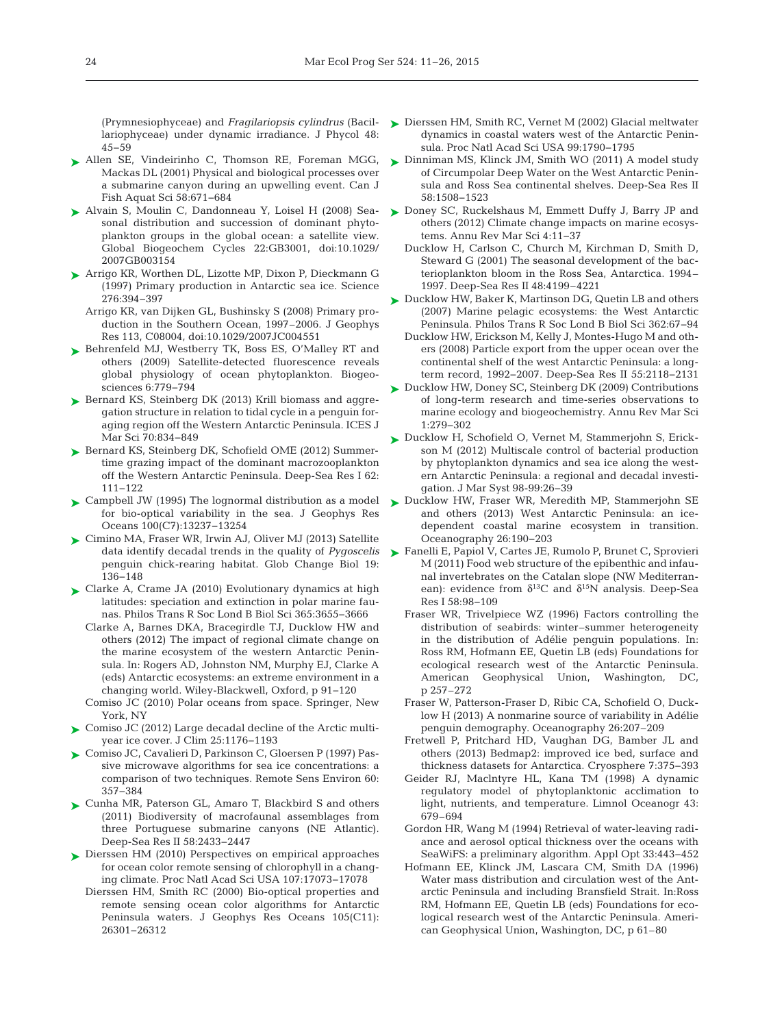(Prymnesiophyceae) and *Fragilariopsis cylindrus* (Bacillariophyceae) under dynamic irradiance. J Phycol 48: 45–59

Allen SE, Vindeirinho C, Thomson RE, Foreman MGG, Mackas DL (2001) Physical and biological processes over a submarine canyon during an upwelling event. Can J Fish Aquat Sci 58:671–684

Alvain S, Moulin C, Dandonneau Y, Loisel H (2008) Seasonal distribution and succession of dominant phytoplankton groups in the global ocean: a satellite view. Global Biogeochem Cycles 22:GB3001, doi:10.1029/2007GB003154

Arrigo KR, Worthen DL, Lizotte MP, Dixon P, Dieckmann G (1997) Primary production in Antarctic sea ice. Science 276:394–397

Arrigo KR, van Dijken GL, Bushinsky S (2008) Primary production in the Southern Ocean, 1997–2006. J Geophys Res 113, C08004, doi:10.1029/2007JC004551

Behrenfeld MJ, Westberry TK, Boss ES, O'Malley RT and others (2009) Satellite-detected fluorescence reveals global physiology of ocean phytoplankton. Biogeosciences 6:779–794

Bernard KS, Steinberg DK (2013) Krill biomass and aggregation structure in relation to tidal cycle in a penguin foraging region off the Western Antarctic Peninsula. ICES J Mar Sci 70:834–849

Bernard KS, Steinberg DK, Schofield OME (2012) Summertime grazing impact of the dominant macrozooplankton off the Western Antarctic Peninsula. Deep-Sea Res I 62: 111–122

Campbell JW (1995) The lognormal distribution as a model for bio-optical variability in the sea. J Geophys Res Oceans 100(C7):13237–13254

Cimino MA, Fraser WR, Irwin AJ, Oliver MJ (2013) Satellite data identify decadal trends in the quality of *Pygoscelis* penguin chick-rearing habitat. Glob Change Biol 19: 136–148

Clarke A, Crame JA (2010) Evolutionary dynamics at high latitudes: speciation and extinction in polar marine faunas. Philos Trans R Soc Lond B Biol Sci 365:3655–3666

Clarke A, Barnes DKA, Bracegirdle TJ, Ducklow HW and others (2012) The impact of regional climate change on the marine ecosystem of the western Antarctic Peninsula. In: Rogers AD, Johnston NM, Murphy EJ, Clarke A (eds) Antarctic ecosystems: an extreme environment in a changing world. Wiley-Blackwell, Oxford, p 91–120

Comiso JC (2010) Polar oceans from space. Springer, New York, NY

Comiso JC (2012) Large decadal decline of the Arctic multiyear ice cover. J Clim 25:1176–1193

Comiso JC, Cavalieri D, Parkinson C, Gloersen P (1997) Passive microwave algorithms for sea ice concentrations: a comparison of two techniques. Remote Sens Environ 60: 357–384

Cunha MR, Paterson GL, Amaro T, Blackbird S and others (2011) Biodiversity of macrofaunal assemblages from three Portuguese submarine canyons (NE Atlantic). Deep-Sea Res II 58:2433–2447

Dierssen HM (2010) Perspectives on empirical approaches for ocean color remote sensing of chlorophyll in a changing climate. Proc Natl Acad Sci USA 107:17073–17078

Dierssen HM, Smith RC (2000) Bio-optical properties and remote sensing ocean color algorithms for Antarctic Peninsula waters. J Geophys Res Oceans 105(C11): 26301–26312

Dierssen HM, Smith RC, Vernet M (2002) Glacial meltwater dynamics in coastal waters west of the Antarctic Peninsula. Proc Natl Acad Sci USA 99:1790–1795

Dinniman MS, Klinck JM, Smith WO (2011) A model study of Circumpolar Deep Water on the West Antarctic Peninsula and Ross Sea continental shelves. Deep-Sea Res II 58:1508–1523

Doney SC, Ruckelshaus M, Emmett Duffy J, Barry JP and others (2012) Climate change impacts on marine ecosystems. Annu Rev Mar Sci 4:11–37

Ducklow H, Carlson C, Church M, Kirchman D, Smith D, Steward G (2001) The seasonal development of the bacterioplankton bloom in the Ross Sea, Antarctica. 1994–1997. Deep-Sea Res II 48:4199–4221

Ducklow HW, Baker K, Martinson DG, Quetin LB and others (2007) Marine pelagic ecosystems: the West Antarctic Peninsula. Philos Trans R Soc Lond B Biol Sci 362:67–94

Ducklow HW, Erickson M, Kelly J, Montes-Hugo M and others (2008) Particle export from the upper ocean over the continental shelf of the west Antarctic Peninsula: a long-term record, 1992–2007. Deep-Sea Res II 55:2118–2131

Ducklow HW, Doney SC, Steinberg DK (2009) Contributions of long-term research and time-series observations to marine ecology and biogeochemistry. Annu Rev Mar Sci 1:279–302

Ducklow H, Schofield O, Vernet M, Stammerjohn S, Erickson M (2012) Multiscale control of bacterial production by phytoplankton dynamics and sea ice along the western Antarctic Peninsula: a regional and decadal investigation. J Mar Syst 98-99:26–39

Ducklow HW, Fraser WR, Meredith MP, Stammerjohn SE and others (2013) West Antarctic Peninsula: an ice-dependent coastal marine ecosystem in transition. Oceanography 26:190–203

Fanelli E, Papiol V, Cartes JE, Rumolo P, Brunet C, Sprovieri M (2011) Food web structure of the epibenthic and infaunal invertebrates on the Catalan slope (NW Mediterranean): evidence from $\delta^{13}C$ and $\delta^{15}N$ analysis. Deep-Sea Res I 58:98–109

Fraser WR, Trivelpiece WZ (1996) Factors controlling the distribution of seabirds: winter–summer heterogeneity in the distribution of Adélie penguin populations. In: Ross RM, Hofmann EE, Quetin LB (eds) Foundations for ecological research west of the Antarctic Peninsula. American Geophysical Union, Washington, DC, p 257–272

Fraser W, Patterson-Fraser D, Ribic CA, Schofield O, Ducklow H (2013) A nonmarine source of variability in Adélie penguin demography. Oceanography 26:207–209

Fretwell P, Pritchard HD, Vaughan DG, Bamber JL and others (2013) Bedmap2: improved ice bed, surface and thickness datasets for Antarctica. Cryosphere 7:375–393

Geider RJ, MacIntyre HL, Kana TM (1998) A dynamic regulatory model of phytoplanktonic acclimation to light, nutrients, and temperature. Limnol Oceanogr 43: 679–694

Gordon HR, Wang M (1994) Retrieval of water-leaving radiance and aerosol optical thickness over the oceans with SeaWiFS: a preliminary algorithm. Appl Opt 33:443–452

Hofmann EE, Klinck JM, Lascara CM, Smith DA (1996) Water mass distribution and circulation west of the Antarctic Peninsula and including Bransfield Strait. In:Ross RM, Hofmann EE, Quetin LB (eds) Foundations for ecological research west of the Antarctic Peninsula. American Geophysical Union, Washington, DC, p 61–80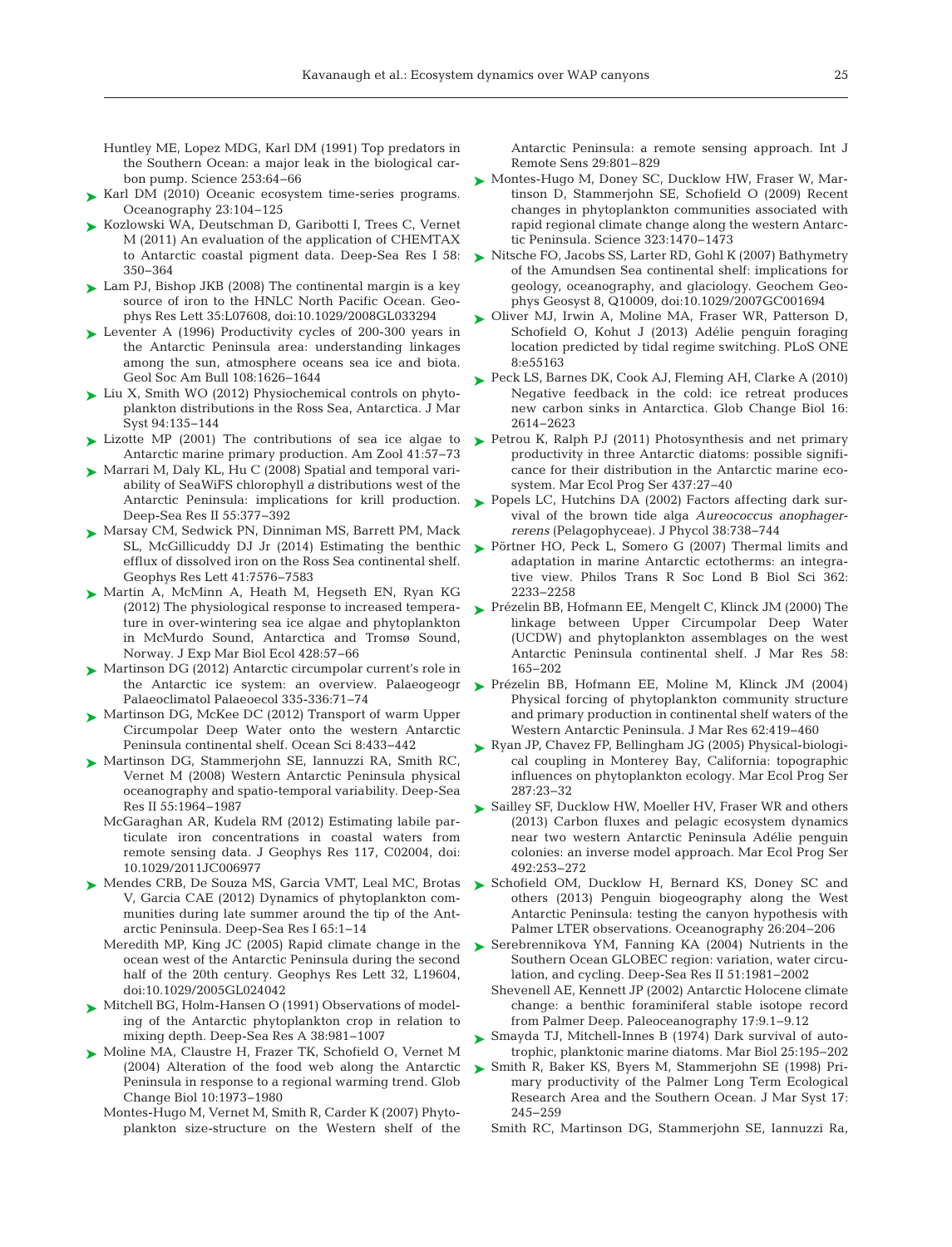Huntley ME, Lopez MDG, Karl DM (1991) Top predators in the Southern Ocean: a major leak in the biological carbon pump. Science 253:64–66

Karl DM (2010) Oceanic ecosystem time-series programs. Oceanography 23:104–125

Kozlowski WA, Deutschman D, Garibotti I, Trees C, Vernet M (2011) An evaluation of the application of CHEMTAX to Antarctic coastal pigment data. Deep-Sea Res I 58: 350–364

Lam PJ, Bishop JKB (2008) The continental margin is a key source of iron to the HNLC North Pacific Ocean. Geophys Res Lett 35:L07608, doi:10.1029/2008GL033294

Leventer A (1996) Productivity cycles of 200-300 years in the Antarctic Peninsula area: understanding linkages among the sun, atmosphere oceans sea ice and biota. Geol Soc Am Bull 108:1626–1644

Liu X, Smith WO (2012) Physiochemical controls on phytoplankton distributions in the Ross Sea, Antarctica. J Mar Syst 94:135–144

Lizotte MP (2001) The contributions of sea ice algae to Antarctic marine primary production. Am Zool 41:57–73

Marrari M, Daly KL, Hu C (2008) Spatial and temporal variability of SeaWiFS chlorophyll *a* distributions west of the Antarctic Peninsula: implications for krill production. Deep-Sea Res II 55:377–392

Marsay CM, Sedwick PN, Dinniman MS, Barrett PM, Mack SL, McGillicuddy DJ Jr (2014) Estimating the benthic efflux of dissolved iron on the Ross Sea continental shelf. Geophys Res Lett 41:7576–7583

Martin A, McMinn A, Heath M, Hegseth EN, Ryan KG (2012) The physiological response to increased temperature in over-wintering sea ice algae and phytoplankton in McMurdo Sound, Antarctica and Tromsø Sound, Norway. J Exp Mar Biol Ecol 428:57–66

Martinson DG (2012) Antarctic circumpolar current's role in the Antarctic ice system: an overview. Palaeogeogr Palaeoclimatol Palaeoecol 335-336:71–74

Martinson DG, McKee DC (2012) Transport of warm Upper Circumpolar Deep Water onto the western Antarctic Peninsula continental shelf. Ocean Sci 8:433–442

Martinson DG, Stammerjohn SE, Iannuzzi RA, Smith RC, Vernet M (2008) Western Antarctic Peninsula physical oceanography and spatio-temporal variability. Deep-Sea Res II 55:1964–1987

McGaraghan AR, Kudela RM (2012) Estimating labile particulate iron concentrations in coastal waters from remote sensing data. J Geophys Res 117, C02004, doi: 10.1029/2011JC006977

Mendes CRB, De Souza MS, Garcia VMT, Leal MC, Brotas V, Garcia CAE (2012) Dynamics of phytoplankton communities during late summer around the tip of the Antarctic Peninsula. Deep-Sea Res I 65:1–14

Meredith MP, King JC (2005) Rapid climate change in the ocean west of the Antarctic Peninsula during the second half of the 20th century. Geophys Res Lett 32, L19604, doi:10.1029/2005GL024042

Mitchell BG, Holm-Hansen O (1991) Observations of modeling of the Antarctic phytoplankton crop in relation to mixing depth. Deep-Sea Res A 38:981–1007

Moline MA, Claustre H, Frazer TK, Schofield O, Vernet M (2004) Alteration of the food web along the Antarctic Peninsula in response to a regional warming trend. Glob Change Biol 10:1973–1980

Montes-Hugo M, Vernet M, Smith R, Carder K (2007) Phytoplankton size-structure on the Western shelf of the Antarctic Peninsula: a remote sensing approach. Int J Remote Sens 29:801–829

Montes-Hugo M, Doney SC, Ducklow HW, Fraser W, Martinson D, Stammerjohn SE, Schofield O (2009) Recent changes in phytoplankton communities associated with rapid regional climate change along the western Antarctic Peninsula. Science 323:1470–1473

Nitsche FO, Jacobs SS, Larter RD, Gohl K (2007) Bathymetry of the Amundsen Sea continental shelf: implications for geology, oceanography, and glaciology. Geochem Geophys Geosyst 8, Q10009, doi:10.1029/2007GC001694

Oliver MJ, Irwin A, Moline MA, Fraser WR, Patterson D, Schofield O, Kohut J (2013) Adélie penguin foraging location predicted by tidal regime switching. PLoS ONE 8:e55163

Peck LS, Barnes DK, Cook AJ, Fleming AH, Clarke A (2010) Negative feedback in the cold: ice retreat produces new carbon sinks in Antarctica. Glob Change Biol 16: 2614–2623

Petrou K, Ralph PJ (2011) Photosynthesis and net primary productivity in three Antarctic diatoms: possible significance for their distribution in the Antarctic marine ecosystem. Mar Ecol Prog Ser 437:27–40

Popels LC, Hutchins DA (2002) Factors affecting dark survival of the brown tide alga *Aureococcus anophagerrerens* (Pelagophyceae). J Phycol 38:738–744

Pörtner HO, Peck L, Somero G (2007) Thermal limits and adaptation in marine Antarctic ectotherms: an integrative view. Philos Trans R Soc Lond B Biol Sci 362: 2233–2258

Prézelin BB, Hofmann EE, Mengelt C, Klinck JM (2000) The linkage between Upper Circumpolar Deep Water (UCDW) and phytoplankton assemblages on the west Antarctic Peninsula continental shelf. J Mar Res 58: 165–202

Prézelin BB, Hofmann EE, Moline M, Klinck JM (2004) Physical forcing of phytoplankton community structure and primary production in continental shelf waters of the Western Antarctic Peninsula. J Mar Res 62:419–460

Ryan JP, Chavez FP, Bellingham JG (2005) Physical-biological coupling in Monterey Bay, California: topographic influences on phytoplankton ecology. Mar Ecol Prog Ser 287:23–32

Sailley SF, Ducklow HW, Moeller HV, Fraser WR and others (2013) Carbon fluxes and pelagic ecosystem dynamics near two western Antarctic Peninsula Adélie penguin colonies: an inverse model approach. Mar Ecol Prog Ser 492:253–272

Schofield OM, Ducklow H, Bernard KS, Doney SC and others (2013) Penguin biogeography along the West Antarctic Peninsula: testing the canyon hypothesis with Palmer LTER observations. Oceanography 26:204–206

Serebrennikova YM, Fanning KA (2004) Nutrients in the Southern Ocean GLOBEC region: variation, water circulation, and cycling. Deep-Sea Res II 51:1981–2002

Shevenell AE, Kennett JP (2002) Antarctic Holocene climate change: a benthic foraminiferal stable isotope record from Palmer Deep. Paleoceanography 17:9.1–9.12

Smayda TJ, Mitchell-Innes B (1974) Dark survival of autotrophic, planktonic marine diatoms. Mar Biol 25:195–202

Smith R, Baker KS, Byers M, Stammerjohn SE (1998) Primary productivity of the Palmer Long Term Ecological Research Area and the Southern Ocean. J Mar Syst 17: 245–259

Smith RC, Martinson DG, Stammerjohn SE, Iannuzzi Ra,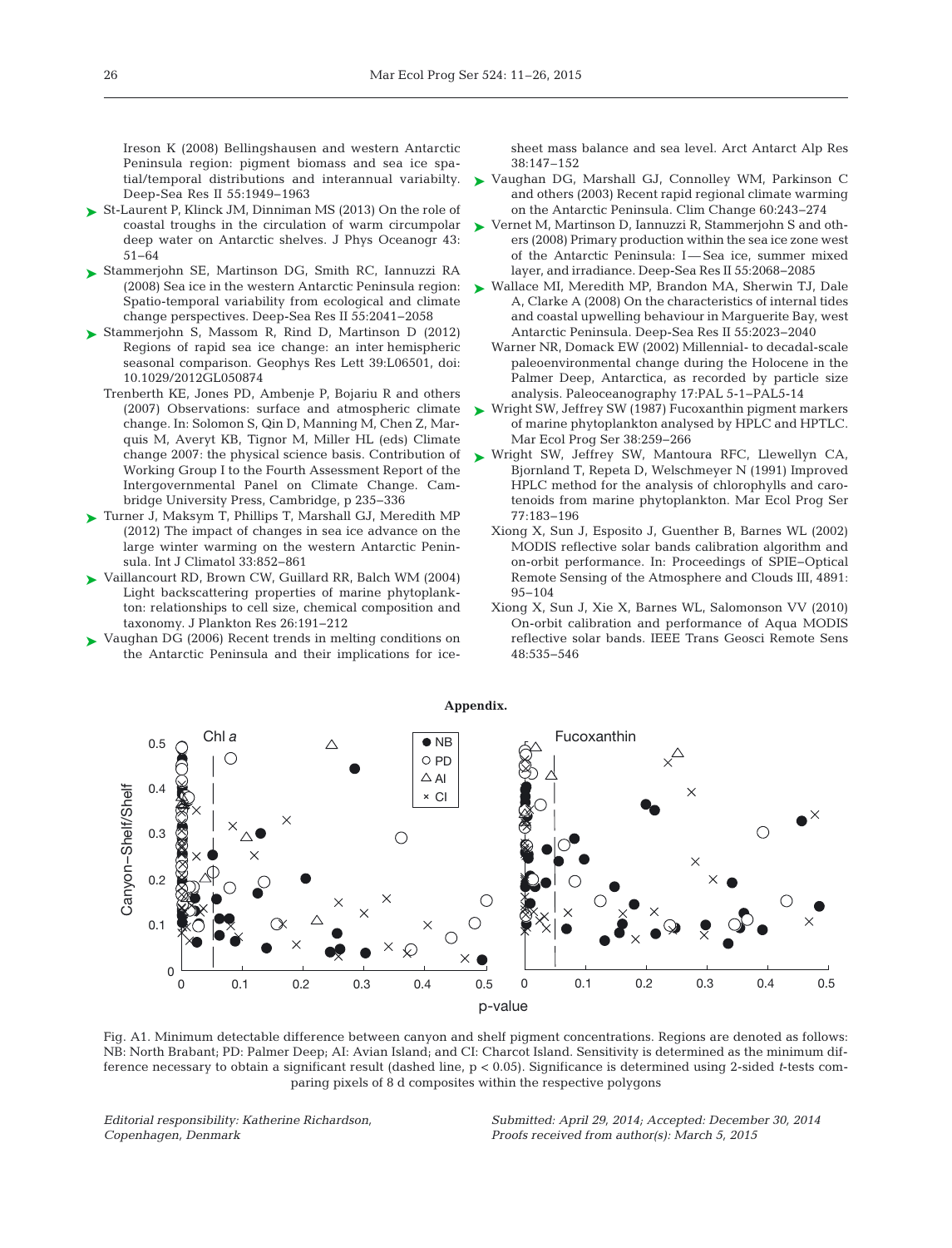Ireson K (2008) Bellingshausen and western Antarctic Peninsula region: pigment biomass and sea ice spatial/temporal distributions and interannual variabilty. Deep-Sea Res II 55:1949–1963

St-Laurent P, Klinck JM, Dinniman MS (2013) On the role of coastal troughs in the circulation of warm circumpolar deep water on Antarctic shelves. J Phys Oceanogr 43: 51–64

Stammerjohn SE, Martinson DG, Smith RC, Iannuzzi RA (2008) Sea ice in the western Antarctic Peninsula region: Spatio-temporal variability from ecological and climate change perspectives. Deep-Sea Res II 55:2041–2058

Stammerjohn S, Massom R, Rind D, Martinson D (2012) Regions of rapid sea ice change: an inter hemispheric seasonal comparison. Geophys Res Lett 39:L06501, doi: 10.1029/2012GL050874

Trenberth KE, Jones PD, Ambenje P, Bojariu R and others (2007) Observations: surface and atmospheric climate change. In: Solomon S, Qin D, Manning M, Chen Z, Marquis M, Averyt KB, Tignor M, Miller HL (eds) Climate change 2007: the physical science basis. Contribution of Working Group I to the Fourth Assessment Report of the Intergovernmental Panel on Climate Change. Cambridge University Press, Cambridge, p 235–336

Turner J, Maksym T, Phillips T, Marshall GJ, Meredith MP (2012) The impact of changes in sea ice advance on the large winter warming on the western Antarctic Peninsula. Int J Climatol 33:852–861

Vaillancourt RD, Brown CW, Guillard RR, Balch WM (2004) Light backscattering properties of marine phytoplankton: relationships to cell size, chemical composition and taxonomy. J Plankton Res 26:191–212

Vaughan DG (2006) Recent trends in melting conditions on the Antarctic Peninsula and their implications for ice-sheet mass balance and sea level. Arct Antarct Alp Res 38:147–152

Vaughan DG, Marshall GJ, Connolley WM, Parkinson C and others (2003) Recent rapid regional climate warming on the Antarctic Peninsula. Clim Change 60:243–274

Vernet M, Martinson D, Iannuzzi R, Stammerjohn S and others (2008) Primary production within the sea ice zone west of the Antarctic Peninsula: I — Sea ice, summer mixed layer, and irradiance. Deep-Sea Res II 55:2068–2085

Wallace MI, Meredith MP, Brandon MA, Sherwin TJ, Dale A, Clarke A (2008) On the characteristics of internal tides and coastal upwelling behaviour in Marguerite Bay, west Antarctic Peninsula. Deep-Sea Res II 55:2023–2040

Warner NR, Domack EW (2002) Millennial- to decadal-scale paleoenvironmental change during the Holocene in the Palmer Deep, Antarctica, as recorded by particle size analysis. Paleoceanography 17:PAL 5-1–PAL5-14

Wright SW, Jeffrey SW (1987) Fucoxanthin pigment markers of marine phytoplankton analysed by HPLC and HPTLC. Mar Ecol Prog Ser 38:259–266

Wright SW, Jeffrey SW, Mantoura RFC, Llewellyn CA, Bjornland T, Repeta D, Welschmeyer N (1991) Improved HPLC method for the analysis of chlorophylls and carotenoids from marine phytoplankton. Mar Ecol Prog Ser 77:183–196

Xiong X, Sun J, Esposito J, Guenther B, Barnes WL (2002) MODIS reflective solar bands calibration algorithm and on-orbit performance. In: Proceedings of SPIE–Optical Remote Sensing of the Atmosphere and Clouds III, 4891: 95–104

Xiong X, Sun J, Xie X, Barnes WL, Salomonson VV (2010) On-orbit calibration and performance of Aqua MODIS reflective solar bands. IEEE Trans Geosci Remote Sens 48:535–546

## Appendix.

Chl *a*

Fucoxanthin

● NB
○ PD
△ AI
× CI

Canyon–Shelf/Shelf

0
0.1
0.2
0.3
0.4
0.5

0 0.1 0.2 0.3 0.4 0.5 0 0.1 0.2 0.3 0.4 0.5

p-value

Fig. A1. Minimum detectable difference between canyon and shelf pigment concentrations. Regions are denoted as follows: NB: North Brabant; PD: Palmer Deep; AI: Avian Island; and CI: Charcot Island. Sensitivity is determined as the minimum difference necessary to obtain a significant result (dashed line, $p < 0.05$). Significance is determined using 2-sided *t*-tests comparing pixels of 8 d composites within the respective polygons

*Editorial responsibility: Katherine Richardson, Copenhagen, Denmark*

*Submitted: April 29, 2014; Accepted: December 30, 2014*
*Proofs received from author(s): March 5, 2015*